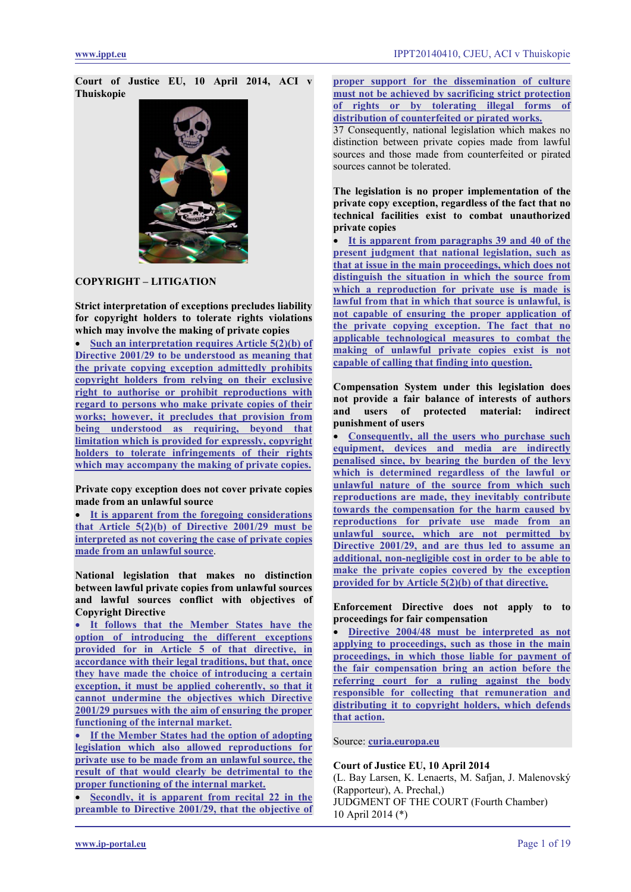**Court of Justice EU, 10 April 2014, ACI v Thuiskopie**

COPYRIGHT – LITIGATION

**Strict interpretation of exceptions precludes liability for copyright holders to tolerate rights violations which may involve the making of private copies**

- Such an interpretation requires Article 5(2)(b) of Directive 2001/29 to be understood as meaning that the private copying exception admittedly prohibits copyright holders from relying on their exclusive right to authorise or prohibit reproductions with regard to persons who make private copies of their works; however, it precludes that provision from being understood as requiring, beyond that limitation which is provided for expressly, copyright holders to tolerate infringements of their rights which may accompany the making of private copies.

**Private copy exception does not cover private copies made from an unlawful source**

- It is apparent from the foregoing considerations that Article 5(2)(b) of Directive 2001/29 must be interpreted as not covering the case of private copies made from an unlawful source.

**National legislation that makes no distinction between lawful private copies from unlawful sources and lawful sources conflict with objectives of Copyright Directive**

- It follows that the Member States have the option of introducing the different exceptions provided for in Article 5 of that directive, in accordance with their legal traditions, but that, once they have made the choice of introducing a certain exception, it must be applied coherently, so that it cannot undermine the objectives which Directive 2001/29 pursues with the aim of ensuring the proper functioning of the internal market.
- If the Member States had the option of adopting legislation which also allowed reproductions for private use to be made from an unlawful source, the result of that would clearly be detrimental to the proper functioning of the internal market.
- Secondly, it is apparent from recital 22 in the preamble to Directive 2001/29, that the objective of proper support for the dissemination of culture must not be achieved by sacrificing strict protection of rights or by tolerating illegal forms of distribution of counterfeited or pirated works.

37 Consequently, national legislation which makes no distinction between private copies made from lawful sources and those made from counterfeited or pirated sources cannot be tolerated.

**The legislation is no proper implementation of the private copy exception, regardless of the fact that no technical facilities exist to combat unauthorized private copies**

- It is apparent from paragraphs 39 and 40 of the present judgment that national legislation, such as that at issue in the main proceedings, which does not distinguish the situation in which the source from which a reproduction for private use is made is lawful from that in which that source is unlawful, is not capable of ensuring the proper application of the private copying exception. The fact that no applicable technological measures to combat the making of unlawful private copies exist is not capable of calling that finding into question.

**Compensation System under this legislation does not provide a fair balance of interests of authors and users of protected material: indirect punishment of users**

- Consequently, all the users who purchase such equipment, devices and media are indirectly penalised since, by bearing the burden of the levy which is determined regardless of the lawful or unlawful nature of the source from which such reproductions are made, they inevitably contribute towards the compensation for the harm caused by reproductions for private use made from an unlawful source, which are not permitted by Directive 2001/29, and are thus led to assume an additional, non-negligible cost in order to be able to make the private copies covered by the exception provided for by Article 5(2)(b) of that directive.

**Enforcement Directive does not apply to proceedings for fair compensation**

- Directive 2004/48 must be interpreted as not applying to proceedings, such as those in the main proceedings, in which those liable for payment of the fair compensation bring an action before the referring court for a ruling against the body responsible for collecting that remuneration and distributing it to copyright holders, which defends that action.

Source: curia.europa.eu

**Court of Justice EU, 10 April 2014**

(L. Bay Larsen, K. Lenaerts, M. Safjan, J. Malenovský (Rapporteur), A. Prechal,)

JUDGMENT OF THE COURT (Fourth Chamber)

10 April 2014 (*)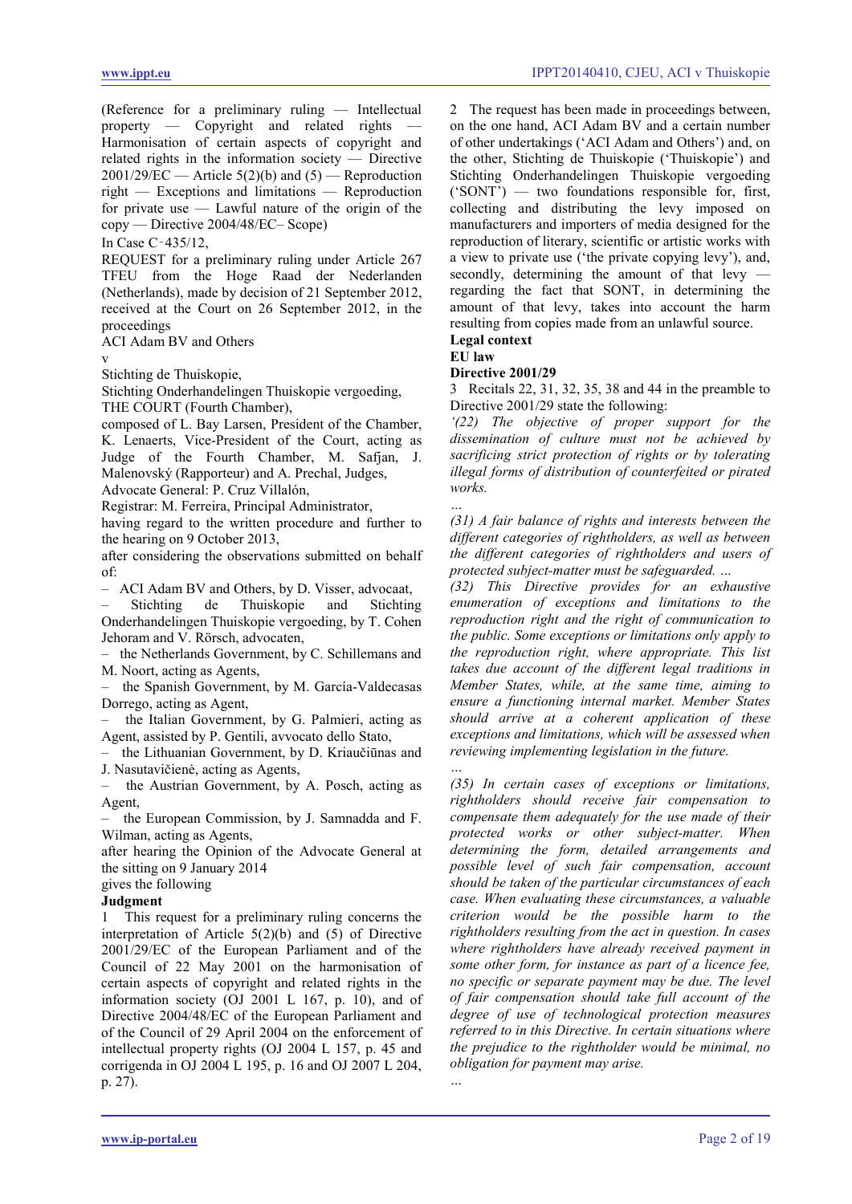(Reference for a preliminary ruling — Intellectual property — Copyright and related rights — Harmonisation of certain aspects of copyright and related rights in the information society — Directive 2001/29/EC — Article 5(2)(b) and (5) — Reproduction right — Exceptions and limitations — Reproduction for private use — Lawful nature of the origin of the copy — Directive 2004/48/EC– Scope)

In Case C‑435/12,

REQUEST for a preliminary ruling under Article 267 TFEU from the Hoge Raad der Nederlanden (Netherlands), made by decision of 21 September 2012, received at the Court on 26 September 2012, in the proceedings

ACI Adam BV and Others

v

Stichting de Thuiskopie,

Stichting Onderhandelingen Thuiskopie vergoeding,

THE COURT (Fourth Chamber),

composed of L. Bay Larsen, President of the Chamber, K. Lenaerts, Vice-President of the Court, acting as Judge of the Fourth Chamber, M. Safjan, J. Malenovský (Rapporteur) and A. Prechal, Judges,

Advocate General: P. Cruz Villalón,

Registrar: M. Ferreira, Principal Administrator,

having regard to the written procedure and further to the hearing on 9 October 2013,

after considering the observations submitted on behalf of:

– ACI Adam BV and Others, by D. Visser, advocaat,

– Stichting de Thuiskopie and Stichting Onderhandelingen Thuiskopie vergoeding, by T. Cohen Jehoram and V. Rörsch, advocaten,

– the Netherlands Government, by C. Schillemans and M. Noort, acting as Agents,

– the Spanish Government, by M. García-Valdecasas Dorrego, acting as Agent,

– the Italian Government, by G. Palmieri, acting as Agent, assisted by P. Gentili, avvocato dello Stato,

– the Lithuanian Government, by D. Kriaučiūnas and J. Nasutavičienė, acting as Agents,

– the Austrian Government, by A. Posch, acting as Agent,

– the European Commission, by J. Samnadda and F. Wilman, acting as Agents,

after hearing the Opinion of the Advocate General at the sitting on 9 January 2014

gives the following

**Judgment**

1 This request for a preliminary ruling concerns the interpretation of Article 5(2)(b) and (5) of Directive 2001/29/EC of the European Parliament and of the Council of 22 May 2001 on the harmonisation of certain aspects of copyright and related rights in the information society (OJ 2001 L 167, p. 10), and of Directive 2004/48/EC of the European Parliament and of the Council of 29 April 2004 on the enforcement of intellectual property rights (OJ 2004 L 157, p. 45 and corrigenda in OJ 2004 L 195, p. 16 and OJ 2007 L 204, p. 27).

2 The request has been made in proceedings between, on the one hand, ACI Adam BV and a certain number of other undertakings ('ACI Adam and Others') and, on the other, Stichting de Thuiskopie ('Thuiskopie') and Stichting Onderhandelingen Thuiskopie vergoeding ('SONT') — two foundations responsible for, first, collecting and distributing the levy imposed on manufacturers and importers of media designed for the reproduction of literary, scientific or artistic works with a view to private use ('the private copying levy'), and, secondly, determining the amount of that levy — regarding the fact that SONT, in determining the amount of that levy, takes into account the harm resulting from copies made from an unlawful source.

**Legal context**

**EU law**

**Directive 2001/29**

3 Recitals 22, 31, 32, 35, 38 and 44 in the preamble to Directive 2001/29 state the following:

*'(22) The objective of proper support for the dissemination of culture must not be achieved by sacrificing strict protection of rights or by tolerating illegal forms of distribution of counterfeited or pirated works.*

*…*

*(31) A fair balance of rights and interests between the different categories of rightholders, as well as between the different categories of rightholders and users of protected subject-matter must be safeguarded. …*

*(32) This Directive provides for an exhaustive enumeration of exceptions and limitations to the reproduction right and the right of communication to the public. Some exceptions or limitations only apply to the reproduction right, where appropriate. This list takes due account of the different legal traditions in Member States, while, at the same time, aiming to ensure a functioning internal market. Member States should arrive at a coherent application of these exceptions and limitations, which will be assessed when reviewing implementing legislation in the future.*

*…*

*(35) In certain cases of exceptions or limitations, rightholders should receive fair compensation to compensate them adequately for the use made of their protected works or other subject-matter. When determining the form, detailed arrangements and possible level of such fair compensation, account should be taken of the particular circumstances of each case. When evaluating these circumstances, a valuable criterion would be the possible harm to the rightholders resulting from the act in question. In cases where rightholders have already received payment in some other form, for instance as part of a licence fee, no specific or separate payment may be due. The level of fair compensation should take full account of the degree of use of technological protection measures referred to in this Directive. In certain situations where the prejudice to the rightholder would be minimal, no obligation for payment may arise.*

*…*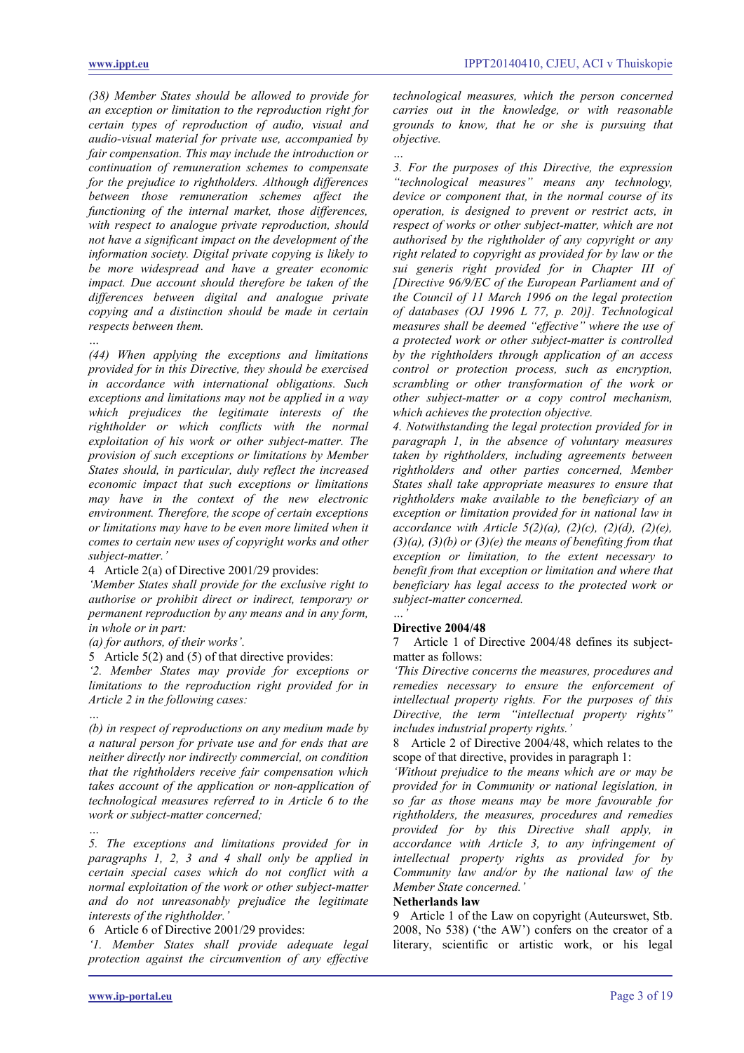*(38) Member States should be allowed to provide for an exception or limitation to the reproduction right for certain types of reproduction of audio, visual and audio-visual material for private use, accompanied by fair compensation. This may include the introduction or continuation of remuneration schemes to compensate for the prejudice to rightholders. Although differences between those remuneration schemes affect the functioning of the internal market, those differences, with respect to analogue private reproduction, should not have a significant impact on the development of the information society. Digital private copying is likely to be more widespread and have a greater economic impact. Due account should therefore be taken of the differences between digital and analogue private copying and a distinction should be made in certain respects between them.*

*…*

*(44) When applying the exceptions and limitations provided for in this Directive, they should be exercised in accordance with international obligations. Such exceptions and limitations may not be applied in a way which prejudices the legitimate interests of the rightholder or which conflicts with the normal exploitation of his work or other subject-matter. The provision of such exceptions or limitations by Member States should, in particular, duly reflect the increased economic impact that such exceptions or limitations may have in the context of the new electronic environment. Therefore, the scope of certain exceptions or limitations may have to be even more limited when it comes to certain new uses of copyright works and other subject-matter.'*

4 Article 2(a) of Directive 2001/29 provides:

*'Member States shall provide for the exclusive right to authorise or prohibit direct or indirect, temporary or permanent reproduction by any means and in any form, in whole or in part:*

*(a) for authors, of their works'.*

5 Article 5(2) and (5) of that directive provides:

*'2. Member States may provide for exceptions or limitations to the reproduction right provided for in Article 2 in the following cases:*

*…*

*(b) in respect of reproductions on any medium made by a natural person for private use and for ends that are neither directly nor indirectly commercial, on condition that the rightholders receive fair compensation which takes account of the application or non-application of technological measures referred to in Article 6 to the work or subject-matter concerned;*

*…*

*5. The exceptions and limitations provided for in paragraphs 1, 2, 3 and 4 shall only be applied in certain special cases which do not conflict with a normal exploitation of the work or other subject-matter and do not unreasonably prejudice the legitimate interests of the rightholder.'*

6 Article 6 of Directive 2001/29 provides:

*'1. Member States shall provide adequate legal protection against the circumvention of any effective technological measures, which the person concerned carries out in the knowledge, or with reasonable grounds to know, that he or she is pursuing that objective.*

*…*

*3. For the purposes of this Directive, the expression "technological measures" means any technology, device or component that, in the normal course of its operation, is designed to prevent or restrict acts, in respect of works or other subject-matter, which are not authorised by the rightholder of any copyright or any right related to copyright as provided for by law or the sui generis right provided for in Chapter III of [Directive 96/9/EC of the European Parliament and of the Council of 11 March 1996 on the legal protection of databases (OJ 1996 L 77, p. 20)]. Technological measures shall be deemed "effective" where the use of a protected work or other subject-matter is controlled by the rightholders through application of an access control or protection process, such as encryption, scrambling or other transformation of the work or other subject-matter or a copy control mechanism, which achieves the protection objective.*

*4. Notwithstanding the legal protection provided for in paragraph 1, in the absence of voluntary measures taken by rightholders, including agreements between rightholders and other parties concerned, Member States shall take appropriate measures to ensure that rightholders make available to the beneficiary of an exception or limitation provided for in national law in accordance with Article 5(2)(a), (2)(c), (2)(d), (2)(e), (3)(a), (3)(b) or (3)(e) the means of benefiting from that exception or limitation, to the extent necessary to benefit from that exception or limitation and where that beneficiary has legal access to the protected work or subject-matter concerned.*

*…'*

**Directive 2004/48**

7 Article 1 of Directive 2004/48 defines its subject-matter as follows:

*'This Directive concerns the measures, procedures and remedies necessary to ensure the enforcement of intellectual property rights. For the purposes of this Directive, the term "intellectual property rights" includes industrial property rights.'*

8 Article 2 of Directive 2004/48, which relates to the scope of that directive, provides in paragraph 1:

*'Without prejudice to the means which are or may be provided for in Community or national legislation, in so far as those means may be more favourable for rightholders, the measures, procedures and remedies provided for by this Directive shall apply, in accordance with Article 3, to any infringement of intellectual property rights as provided for by Community law and/or by the national law of the Member State concerned.'*

**Netherlands law**

9 Article 1 of the Law on copyright (Auteurswet, Stb. 2008, No 538) ('the AW') confers on the creator of a literary, scientific or artistic work, or his legal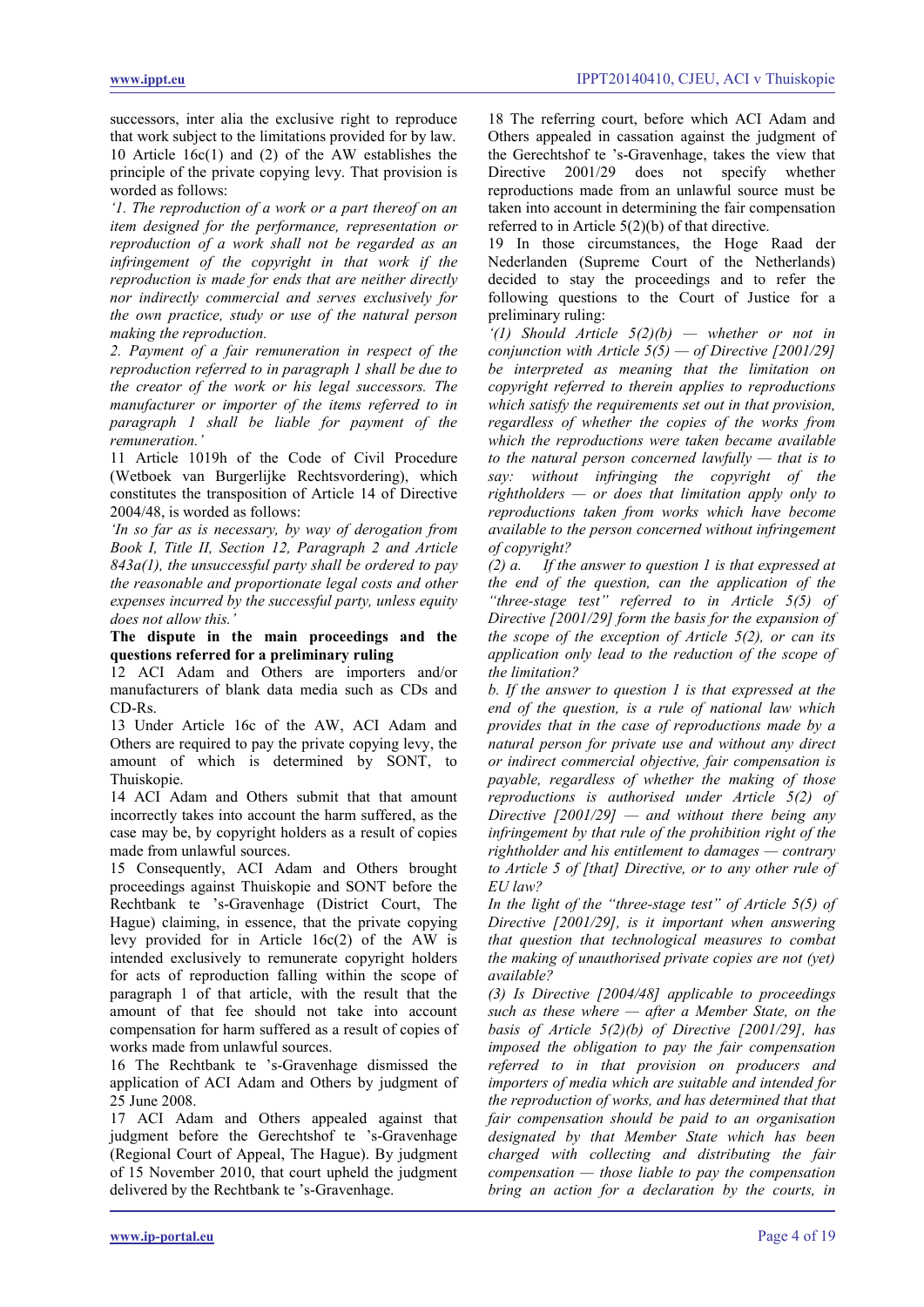successors, inter alia the exclusive right to reproduce that work subject to the limitations provided for by law.

10 Article 16c(1) and (2) of the AW establishes the principle of the private copying levy. That provision is worded as follows:

*'1. The reproduction of a work or a part thereof on an item designed for the performance, representation or reproduction of a work shall not be regarded as an infringement of the copyright in that work if the reproduction is made for ends that are neither directly nor indirectly commercial and serves exclusively for the own practice, study or use of the natural person making the reproduction.*

*2. Payment of a fair remuneration in respect of the reproduction referred to in paragraph 1 shall be due to the creator of the work or his legal successors. The manufacturer or importer of the items referred to in paragraph 1 shall be liable for payment of the remuneration.'*

11 Article 1019h of the Code of Civil Procedure (Wetboek van Burgerlijke Rechtsvordering), which constitutes the transposition of Article 14 of Directive 2004/48, is worded as follows:

*'In so far as is necessary, by way of derogation from Book I, Title II, Section 12, Paragraph 2 and Article 843a(1), the unsuccessful party shall be ordered to pay the reasonable and proportionate legal costs and other expenses incurred by the successful party, unless equity does not allow this.'*

**The dispute in the main proceedings and the questions referred for a preliminary ruling**

12 ACI Adam and Others are importers and/or manufacturers of blank data media such as CDs and CD-Rs.

13 Under Article 16c of the AW, ACI Adam and Others are required to pay the private copying levy, the amount of which is determined by SONT, to Thuiskopie.

14 ACI Adam and Others submit that that amount incorrectly takes into account the harm suffered, as the case may be, by copyright holders as a result of copies made from unlawful sources.

15 Consequently, ACI Adam and Others brought proceedings against Thuiskopie and SONT before the Rechtbank te 's-Gravenhage (District Court, The Hague) claiming, in essence, that the private copying levy provided for in Article 16c(2) of the AW is intended exclusively to remunerate copyright holders for acts of reproduction falling within the scope of paragraph 1 of that article, with the result that the amount of that fee should not take into account compensation for harm suffered as a result of copies of works made from unlawful sources.

16 The Rechtbank te 's-Gravenhage dismissed the application of ACI Adam and Others by judgment of 25 June 2008.

17 ACI Adam and Others appealed against that judgment before the Gerechtshof te 's-Gravenhage (Regional Court of Appeal, The Hague). By judgment of 15 November 2010, that court upheld the judgment delivered by the Rechtbank te 's-Gravenhage.

18 The referring court, before which ACI Adam and Others appealed in cassation against the judgment of the Gerechtshof te 's-Gravenhage, takes the view that Directive 2001/29 does not specify whether reproductions made from an unlawful source must be taken into account in determining the fair compensation referred to in Article 5(2)(b) of that directive.

19 In those circumstances, the Hoge Raad der Nederlanden (Supreme Court of the Netherlands) decided to stay the proceedings and to refer the following questions to the Court of Justice for a preliminary ruling:

*'(1) Should Article 5(2)(b) — whether or not in conjunction with Article 5(5) — of Directive [2001/29] be interpreted as meaning that the limitation on copyright referred to therein applies to reproductions which satisfy the requirements set out in that provision, regardless of whether the copies of the works from which the reproductions were taken became available to the natural person concerned lawfully — that is to say: without infringing the copyright of the rightholders — or does that limitation apply only to reproductions taken from works which have become available to the person concerned without infringement of copyright?*

*(2) a. If the answer to question 1 is that expressed at the end of the question, can the application of the "three-stage test" referred to in Article 5(5) of Directive [2001/29] form the basis for the expansion of the scope of the exception of Article 5(2), or can its application only lead to the reduction of the scope of the limitation?*

*b. If the answer to question 1 is that expressed at the end of the question, is a rule of national law which provides that in the case of reproductions made by a natural person for private use and without any direct or indirect commercial objective, fair compensation is payable, regardless of whether the making of those reproductions is authorised under Article 5(2) of Directive [2001/29] — and without there being any infringement by that rule of the prohibition right of the rightholder and his entitlement to damages — contrary to Article 5 of [that] Directive, or to any other rule of EU law?*

*In the light of the "three-stage test" of Article 5(5) of Directive [2001/29], is it important when answering that question that technological measures to combat the making of unauthorised private copies are not (yet) available?*

*(3) Is Directive [2004/48] applicable to proceedings such as these where — after a Member State, on the basis of Article 5(2)(b) of Directive [2001/29], has imposed the obligation to pay the fair compensation referred to in that provision on producers and importers of media which are suitable and intended for the reproduction of works, and has determined that that fair compensation should be paid to an organisation designated by that Member State which has been charged with collecting and distributing the fair compensation — those liable to pay the compensation bring an action for a declaration by the courts, in*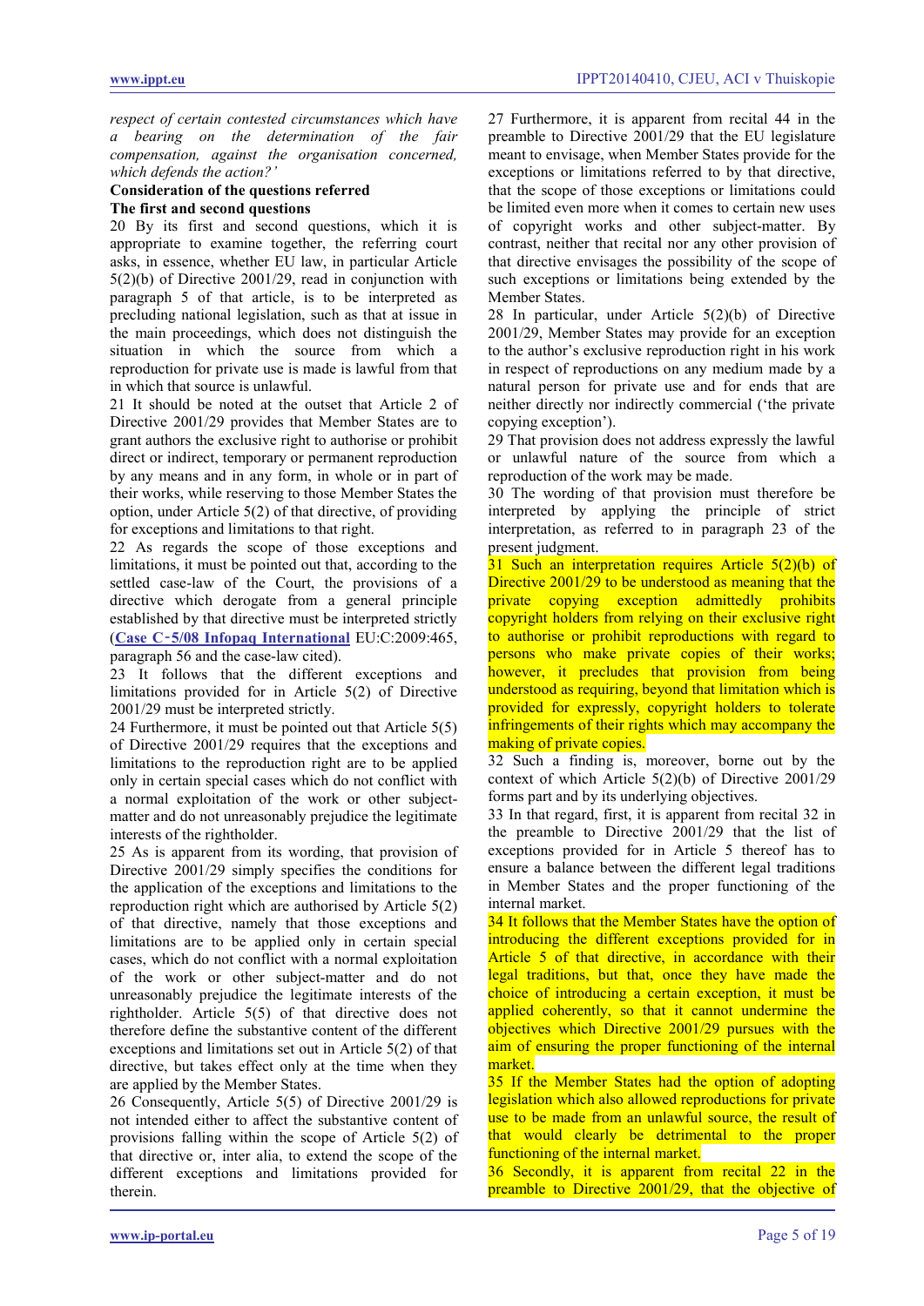*respect of certain contested circumstances which have a bearing on the determination of the fair compensation, against the organisation concerned, which defends the action?'*

**Consideration of the questions referred**

**The first and second questions**

20 By its first and second questions, which it is appropriate to examine together, the referring court asks, in essence, whether EU law, in particular Article 5(2)(b) of Directive 2001/29, read in conjunction with paragraph 5 of that article, is to be interpreted as precluding national legislation, such as that at issue in the main proceedings, which does not distinguish the situation in which the source from which a reproduction for private use is made is lawful from that in which that source is unlawful.

21 It should be noted at the outset that Article 2 of Directive 2001/29 provides that Member States are to grant authors the exclusive right to authorise or prohibit direct or indirect, temporary or permanent reproduction by any means and in any form, in whole or in part of their works, while reserving to those Member States the option, under Article 5(2) of that directive, of providing for exceptions and limitations to that right.

22 As regards the scope of those exceptions and limitations, it must be pointed out that, according to the settled case-law of the Court, the provisions of a directive which derogate from a general principle established by that directive must be interpreted strictly (**Case C‑5/08 Infopaq International** EU:C:2009:465, paragraph 56 and the case-law cited).

23 It follows that the different exceptions and limitations provided for in Article 5(2) of Directive 2001/29 must be interpreted strictly.

24 Furthermore, it must be pointed out that Article 5(5) of Directive 2001/29 requires that the exceptions and limitations to the reproduction right are to be applied only in certain special cases which do not conflict with a normal exploitation of the work or other subject-matter and do not unreasonably prejudice the legitimate interests of the rightholder.

25 As is apparent from its wording, that provision of Directive 2001/29 simply specifies the conditions for the application of the exceptions and limitations to the reproduction right which are authorised by Article 5(2) of that directive, namely that those exceptions and limitations are to be applied only in certain special cases, which do not conflict with a normal exploitation of the work or other subject-matter and do not unreasonably prejudice the legitimate interests of the rightholder. Article 5(5) of that directive does not therefore define the substantive content of the different exceptions and limitations set out in Article 5(2) of that directive, but takes effect only at the time when they are applied by the Member States.

26 Consequently, Article 5(5) of Directive 2001/29 is not intended either to affect the substantive content of provisions falling within the scope of Article 5(2) of that directive or, inter alia, to extend the scope of the different exceptions and limitations provided for therein.

27 Furthermore, it is apparent from recital 44 in the preamble to Directive 2001/29 that the EU legislature meant to envisage, when Member States provide for the exceptions or limitations referred to by that directive, that the scope of those exceptions or limitations could be limited even more when it comes to certain new uses of copyright works and other subject-matter. By contrast, neither that recital nor any other provision of that directive envisages the possibility of the scope of such exceptions or limitations being extended by the Member States.

28 In particular, under Article 5(2)(b) of Directive 2001/29, Member States may provide for an exception to the author's exclusive reproduction right in his work in respect of reproductions on any medium made by a natural person for private use and for ends that are neither directly nor indirectly commercial ('the private copying exception').

29 That provision does not address expressly the lawful or unlawful nature of the source from which a reproduction of the work may be made.

30 The wording of that provision must therefore be interpreted by applying the principle of strict interpretation, as referred to in paragraph 23 of the present judgment.

31 Such an interpretation requires Article 5(2)(b) of Directive 2001/29 to be understood as meaning that the private copying exception admittedly prohibits copyright holders from relying on their exclusive right to authorise or prohibit reproductions with regard to persons who make private copies of their works; however, it precludes that provision from being understood as requiring, beyond that limitation which is provided for expressly, copyright holders to tolerate infringements of their rights which may accompany the making of private copies.

32 Such a finding is, moreover, borne out by the context of which Article 5(2)(b) of Directive 2001/29 forms part and by its underlying objectives.

33 In that regard, first, it is apparent from recital 32 in the preamble to Directive 2001/29 that the list of exceptions provided for in Article 5 thereof has to ensure a balance between the different legal traditions in Member States and the proper functioning of the internal market.

34 It follows that the Member States have the option of introducing the different exceptions provided for in Article 5 of that directive, in accordance with their legal traditions, but that, once they have made the choice of introducing a certain exception, it must be applied coherently, so that it cannot undermine the objectives which Directive 2001/29 pursues with the aim of ensuring the proper functioning of the internal market.

35 If the Member States had the option of adopting legislation which also allowed reproductions for private use to be made from an unlawful source, the result of that would clearly be detrimental to the proper functioning of the internal market.

36 Secondly, it is apparent from recital 22 in the preamble to Directive 2001/29, that the objective of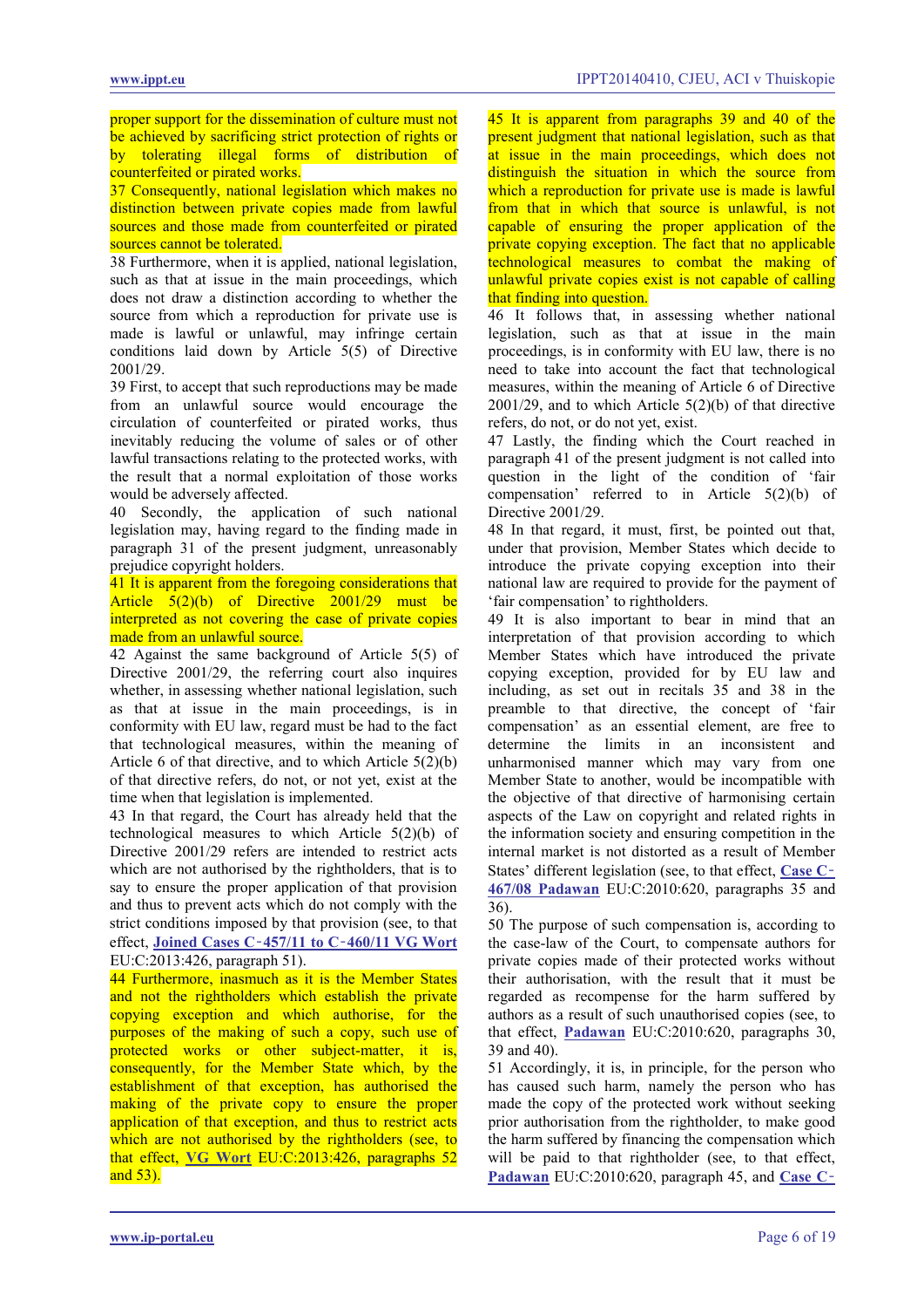proper support for the dissemination of culture must not be achieved by sacrificing strict protection of rights or by tolerating illegal forms of distribution of counterfeited or pirated works.

37 Consequently, national legislation which makes no distinction between private copies made from lawful sources and those made from counterfeited or pirated sources cannot be tolerated.

38 Furthermore, when it is applied, national legislation, such as that at issue in the main proceedings, which does not draw a distinction according to whether the source from which a reproduction for private use is made is lawful or unlawful, may infringe certain conditions laid down by Article 5(5) of Directive 2001/29.

39 First, to accept that such reproductions may be made from an unlawful source would encourage the circulation of counterfeited or pirated works, thus inevitably reducing the volume of sales or of other lawful transactions relating to the protected works, with the result that a normal exploitation of those works would be adversely affected.

40 Secondly, the application of such national legislation may, having regard to the finding made in paragraph 31 of the present judgment, unreasonably prejudice copyright holders.

41 It is apparent from the foregoing considerations that Article 5(2)(b) of Directive 2001/29 must be interpreted as not covering the case of private copies made from an unlawful source.

42 Against the same background of Article 5(5) of Directive 2001/29, the referring court also inquires whether, in assessing whether national legislation, such as that at issue in the main proceedings, is in conformity with EU law, regard must be had to the fact that technological measures, within the meaning of Article 6 of that directive, and to which Article 5(2)(b) of that directive refers, do not, or not yet, exist at the time when that legislation is implemented.

43 In that regard, the Court has already held that the technological measures to which Article 5(2)(b) of Directive 2001/29 refers are intended to restrict acts which are not authorised by the rightholders, that is to say to ensure the proper application of that provision and thus to prevent acts which do not comply with the strict conditions imposed by that provision (see, to that effect, **Joined Cases C‑457/11 to C‑460/11 VG Wort** EU:C:2013:426, paragraph 51).

44 Furthermore, inasmuch as it is the Member States and not the rightholders which establish the private copying exception and which authorise, for the purposes of the making of such a copy, such use of protected works or other subject-matter, it is, consequently, for the Member State which, by the establishment of that exception, has authorised the making of the private copy to ensure the proper application of that exception, and thus to restrict acts which are not authorised by the rightholders (see, to that effect, **VG Wort** EU:C:2013:426, paragraphs 52 and 53).

45 It is apparent from paragraphs 39 and 40 of the present judgment that national legislation, such as that at issue in the main proceedings, which does not distinguish the situation in which the source from which a reproduction for private use is made is lawful from that in which that source is unlawful, is not capable of ensuring the proper application of the private copying exception. The fact that no applicable technological measures to combat the making of unlawful private copies exist is not capable of calling that finding into question.

46 It follows that, in assessing whether national legislation, such as that at issue in the main proceedings, is in conformity with EU law, there is no need to take into account the fact that technological measures, within the meaning of Article 6 of Directive 2001/29, and to which Article 5(2)(b) of that directive refers, do not, or do not yet, exist.

47 Lastly, the finding which the Court reached in paragraph 41 of the present judgment is not called into question in the light of the condition of 'fair compensation' referred to in Article 5(2)(b) of Directive 2001/29.

48 In that regard, it must, first, be pointed out that, under that provision, Member States which decide to introduce the private copying exception into their national law are required to provide for the payment of 'fair compensation' to rightholders.

49 It is also important to bear in mind that an interpretation of that provision according to which Member States which have introduced the private copying exception, provided for by EU law and including, as set out in recitals 35 and 38 in the preamble to that directive, the concept of 'fair compensation' as an essential element, are free to determine the limits in an inconsistent and unharmonised manner which may vary from one Member State to another, would be incompatible with the objective of that directive of harmonising certain aspects of the Law on copyright and related rights in the information society and ensuring competition in the internal market is not distorted as a result of Member States' different legislation (see, to that effect, **Case C‑467/08 Padawan** EU:C:2010:620, paragraphs 35 and 36).

50 The purpose of such compensation is, according to the case-law of the Court, to compensate authors for private copies made of their protected works without their authorisation, with the result that it must be regarded as recompense for the harm suffered by authors as a result of such unauthorised copies (see, to that effect, **Padawan** EU:C:2010:620, paragraphs 30, 39 and 40).

51 Accordingly, it is, in principle, for the person who has caused such harm, namely the person who has made the copy of the protected work without seeking prior authorisation from the rightholder, to make good the harm suffered by financing the compensation which will be paid to that rightholder (see, to that effect, **Padawan** EU:C:2010:620, paragraph 45, and **Case C‑**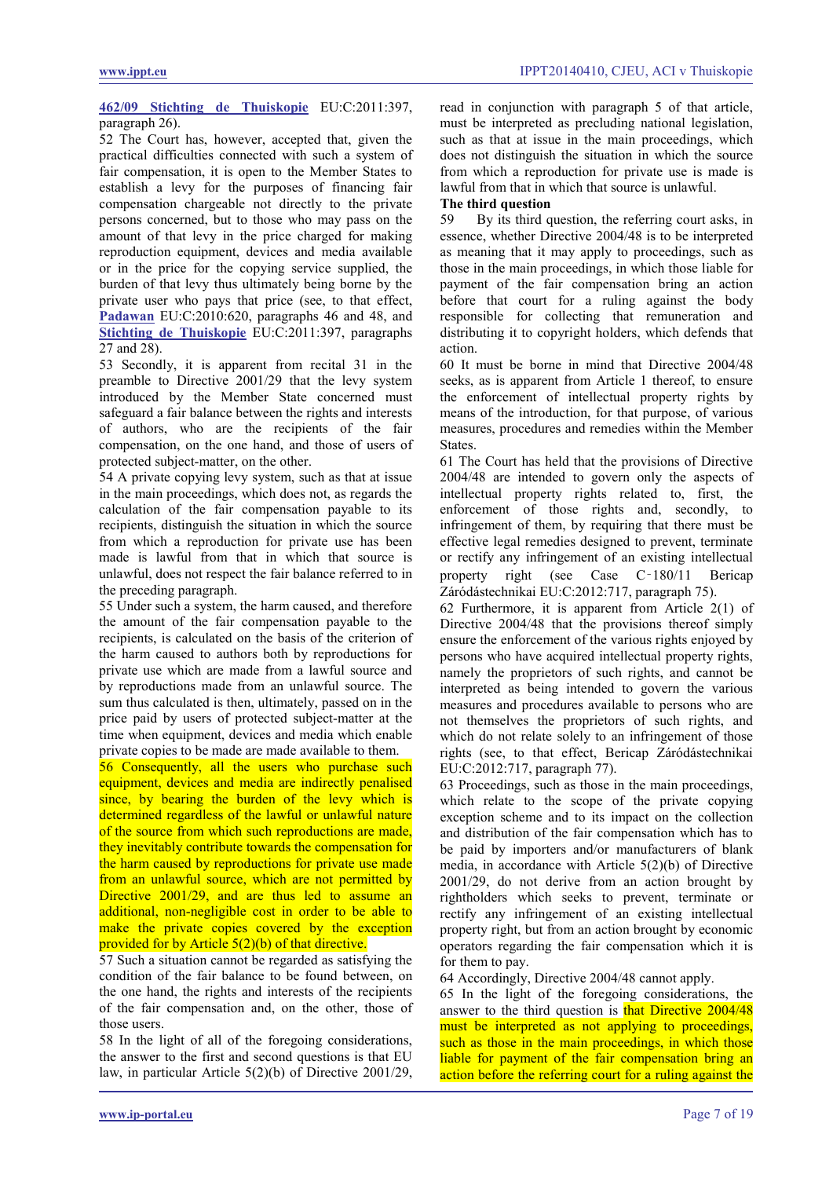**462/09 Stichting de Thuiskopie** EU:C:2011:397, paragraph 26).

52 The Court has, however, accepted that, given the practical difficulties connected with such a system of fair compensation, it is open to the Member States to establish a levy for the purposes of financing fair compensation chargeable not directly to the private persons concerned, but to those who may pass on the amount of that levy in the price charged for making reproduction equipment, devices and media available or in the price for the copying service supplied, the burden of that levy thus ultimately being borne by the private user who pays that price (see, to that effect, **Padawan** EU:C:2010:620, paragraphs 46 and 48, and **Stichting de Thuiskopie** EU:C:2011:397, paragraphs 27 and 28).

53 Secondly, it is apparent from recital 31 in the preamble to Directive 2001/29 that the levy system introduced by the Member State concerned must safeguard a fair balance between the rights and interests of authors, who are the recipients of the fair compensation, on the one hand, and those of users of protected subject-matter, on the other.

54 A private copying levy system, such as that at issue in the main proceedings, which does not, as regards the calculation of the fair compensation payable to its recipients, distinguish the situation in which the source from which a reproduction for private use has been made is lawful from that in which that source is unlawful, does not respect the fair balance referred to in the preceding paragraph.

55 Under such a system, the harm caused, and therefore the amount of the fair compensation payable to the recipients, is calculated on the basis of the criterion of the harm caused to authors both by reproductions for private use which are made from a lawful source and by reproductions made from an unlawful source. The sum thus calculated is then, ultimately, passed on in the price paid by users of protected subject-matter at the time when equipment, devices and media which enable private copies to be made are made available to them.

56 Consequently, all the users who purchase such equipment, devices and media are indirectly penalised since, by bearing the burden of the levy which is determined regardless of the lawful or unlawful nature of the source from which such reproductions are made, they inevitably contribute towards the compensation for the harm caused by reproductions for private use made from an unlawful source, which are not permitted by Directive 2001/29, and are thus led to assume an additional, non-negligible cost in order to be able to make the private copies covered by the exception provided for by Article 5(2)(b) of that directive.

57 Such a situation cannot be regarded as satisfying the condition of the fair balance to be found between, on the one hand, the rights and interests of the recipients of the fair compensation and, on the other, those of those users.

58 In the light of all of the foregoing considerations, the answer to the first and second questions is that EU law, in particular Article 5(2)(b) of Directive 2001/29, read in conjunction with paragraph 5 of that article, must be interpreted as precluding national legislation, such as that at issue in the main proceedings, which does not distinguish the situation in which the source from which a reproduction for private use is made is lawful from that in which that source is unlawful.

**The third question**

59 By its third question, the referring court asks, in essence, whether Directive 2004/48 is to be interpreted as meaning that it may apply to proceedings, such as those in the main proceedings, in which those liable for payment of the fair compensation bring an action before that court for a ruling against the body responsible for collecting that remuneration and distributing it to copyright holders, which defends that action.

60 It must be borne in mind that Directive 2004/48 seeks, as is apparent from Article 1 thereof, to ensure the enforcement of intellectual property rights by means of the introduction, for that purpose, of various measures, procedures and remedies within the Member States.

61 The Court has held that the provisions of Directive 2004/48 are intended to govern only the aspects of intellectual property rights related to, first, the enforcement of those rights and, secondly, to infringement of them, by requiring that there must be effective legal remedies designed to prevent, terminate or rectify any infringement of an existing intellectual property right (see Case C‑180/11 Bericap Záródástechnikai EU:C:2012:717, paragraph 75).

62 Furthermore, it is apparent from Article 2(1) of Directive 2004/48 that the provisions thereof simply ensure the enforcement of the various rights enjoyed by persons who have acquired intellectual property rights, namely the proprietors of such rights, and cannot be interpreted as being intended to govern the various measures and procedures available to persons who are not themselves the proprietors of such rights, and which do not relate solely to an infringement of those rights (see, to that effect, Bericap Záródástechnikai EU:C:2012:717, paragraph 77).

63 Proceedings, such as those in the main proceedings, which relate to the scope of the private copying exception scheme and to its impact on the collection and distribution of the fair compensation which has to be paid by importers and/or manufacturers of blank media, in accordance with Article 5(2)(b) of Directive 2001/29, do not derive from an action brought by rightholders which seeks to prevent, terminate or rectify any infringement of an existing intellectual property right, but from an action brought by economic operators regarding the fair compensation which it is for them to pay.

64 Accordingly, Directive 2004/48 cannot apply.

65 In the light of the foregoing considerations, the answer to the third question is that Directive 2004/48 must be interpreted as not applying to proceedings, such as those in the main proceedings, in which those liable for payment of the fair compensation bring an action before the referring court for a ruling against the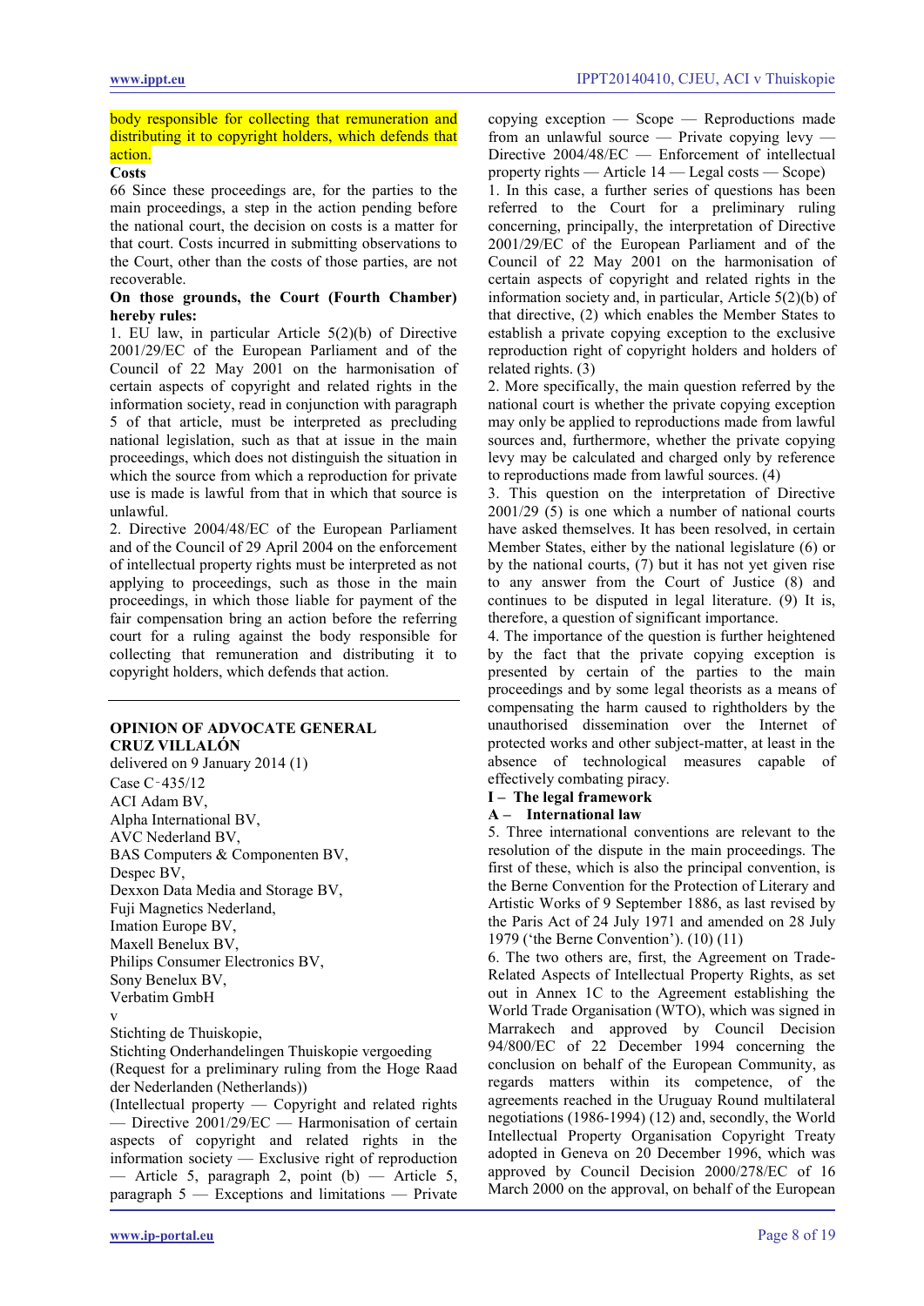body responsible for collecting that remuneration and distributing it to copyright holders, which defends that action.

**Costs**

66 Since these proceedings are, for the parties to the main proceedings, a step in the action pending before the national court, the decision on costs is a matter for that court. Costs incurred in submitting observations to the Court, other than the costs of those parties, are not recoverable.

**On those grounds, the Court (Fourth Chamber) hereby rules:**

1. EU law, in particular Article 5(2)(b) of Directive 2001/29/EC of the European Parliament and of the Council of 22 May 2001 on the harmonisation of certain aspects of copyright and related rights in the information society, read in conjunction with paragraph 5 of that article, must be interpreted as precluding national legislation, such as that at issue in the main proceedings, which does not distinguish the situation in which the source from which a reproduction for private use is made is lawful from that in which that source is unlawful.

2. Directive 2004/48/EC of the European Parliament and of the Council of 29 April 2004 on the enforcement of intellectual property rights must be interpreted as not applying to proceedings, such as those in the main proceedings, in which those liable for payment of the fair compensation bring an action before the referring court for a ruling against the body responsible for collecting that remuneration and distributing it to copyright holders, which defends that action.

---

**OPINION OF ADVOCATE GENERAL CRUZ VILLALÓN**

delivered on 9 January 2014 (1)

Case C‑435/12

ACI Adam BV,
Alpha International BV,
AVC Nederland BV,
BAS Computers & Componenten BV,
Despec BV,
Dexxon Data Media and Storage BV,
Fuji Magnetics Nederland,
Imation Europe BV,
Maxell Benelux BV,
Philips Consumer Electronics BV,
Sony Benelux BV,
Verbatim GmbH

v

Stichting de Thuiskopie,
Stichting Onderhandelingen Thuiskopie vergoeding

(Request for a preliminary ruling from the Hoge Raad der Nederlanden (Netherlands))

(Intellectual property — Copyright and related rights — Directive 2001/29/EC — Harmonisation of certain aspects of copyright and related rights in the information society — Exclusive right of reproduction — Article 5, paragraph 2, point (b) — Article 5, paragraph 5 — Exceptions and limitations — Private copying exception — Scope — Reproductions made from an unlawful source — Private copying levy — Directive 2004/48/EC — Enforcement of intellectual property rights — Article 14 — Legal costs — Scope)

1. In this case, a further series of questions has been referred to the Court for a preliminary ruling concerning, principally, the interpretation of Directive 2001/29/EC of the European Parliament and of the Council of 22 May 2001 on the harmonisation of certain aspects of copyright and related rights in the information society and, in particular, Article 5(2)(b) of that directive, (2) which enables the Member States to establish a private copying exception to the exclusive reproduction right of copyright holders and holders of related rights. (3)

2. More specifically, the main question referred by the national court is whether the private copying exception may only be applied to reproductions made from lawful sources and, furthermore, whether the private copying levy may be calculated and charged only by reference to reproductions made from lawful sources. (4)

3. This question on the interpretation of Directive 2001/29 (5) is one which a number of national courts have asked themselves. It has been resolved, in certain Member States, either by the national legislature (6) or by the national courts, (7) but it has not yet given rise to any answer from the Court of Justice (8) and continues to be disputed in legal literature. (9) It is, therefore, a question of significant importance.

4. The importance of the question is further heightened by the fact that the private copying exception is presented by certain of the parties to the main proceedings and by some legal theorists as a means of compensating the harm caused to rightholders by the unauthorised dissemination over the Internet of protected works and other subject-matter, at least in the absence of technological measures capable of effectively combating piracy.

**I – The legal framework**

**A – International law**

5. Three international conventions are relevant to the resolution of the dispute in the main proceedings. The first of these, which is also the principal convention, is the Berne Convention for the Protection of Literary and Artistic Works of 9 September 1886, as last revised by the Paris Act of 24 July 1971 and amended on 28 July 1979 ('the Berne Convention'). (10) (11)

6. The two others are, first, the Agreement on Trade-Related Aspects of Intellectual Property Rights, as set out in Annex 1C to the Agreement establishing the World Trade Organisation (WTO), which was signed in Marrakech and approved by Council Decision 94/800/EC of 22 December 1994 concerning the conclusion on behalf of the European Community, as regards matters within its competence, of the agreements reached in the Uruguay Round multilateral negotiations (1986-1994) (12) and, secondly, the World Intellectual Property Organisation Copyright Treaty adopted in Geneva on 20 December 1996, which was approved by Council Decision 2000/278/EC of 16 March 2000 on the approval, on behalf of the European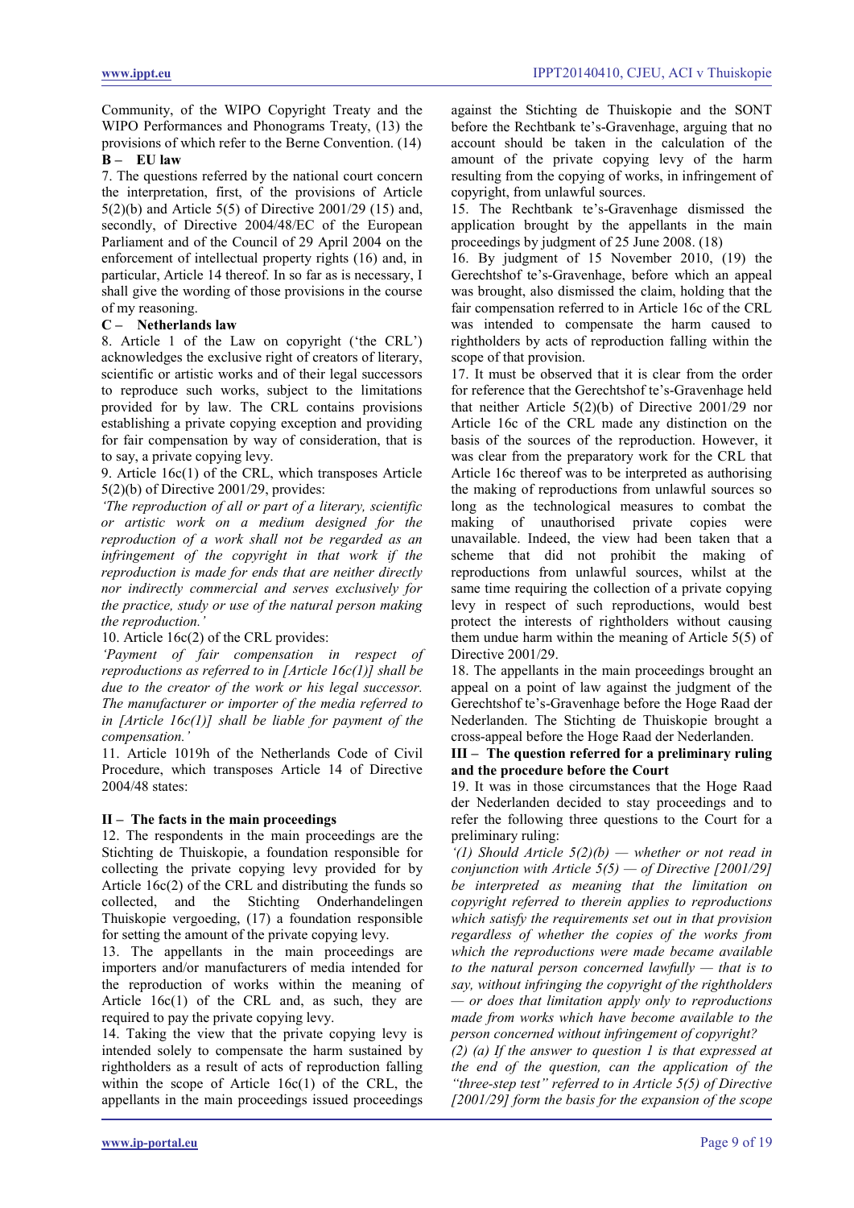Community, of the WIPO Copyright Treaty and the WIPO Performances and Phonograms Treaty, (13) the provisions of which refer to the Berne Convention. (14)

### B – EU law

7. The questions referred by the national court concern the interpretation, first, of the provisions of Article 5(2)(b) and Article 5(5) of Directive 2001/29 (15) and, secondly, of Directive 2004/48/EC of the European Parliament and of the Council of 29 April 2004 on the enforcement of intellectual property rights (16) and, in particular, Article 14 thereof. In so far as is necessary, I shall give the wording of those provisions in the course of my reasoning.

### C – Netherlands law

8. Article 1 of the Law on copyright ('the CRL') acknowledges the exclusive right of creators of literary, scientific or artistic works and of their legal successors to reproduce such works, subject to the limitations provided for by law. The CRL contains provisions establishing a private copying exception and providing for fair compensation by way of consideration, that is to say, a private copying levy.

9. Article 16c(1) of the CRL, which transposes Article 5(2)(b) of Directive 2001/29, provides:

*'The reproduction of all or part of a literary, scientific or artistic work on a medium designed for the reproduction of a work shall not be regarded as an infringement of the copyright in that work if the reproduction is made for ends that are neither directly nor indirectly commercial and serves exclusively for the practice, study or use of the natural person making the reproduction.'*

10. Article 16c(2) of the CRL provides:

*'Payment of fair compensation in respect of reproductions as referred to in [Article 16c(1)] shall be due to the creator of the work or his legal successor. The manufacturer or importer of the media referred to in [Article 16c(1)] shall be liable for payment of the compensation.'*

11. Article 1019h of the Netherlands Code of Civil Procedure, which transposes Article 14 of Directive 2004/48 states:

## II – The facts in the main proceedings

12. The respondents in the main proceedings are the Stichting de Thuiskopie, a foundation responsible for collecting the private copying levy provided for by Article 16c(2) of the CRL and distributing the funds so collected, and the Stichting Onderhandelingen Thuiskopie vergoeding, (17) a foundation responsible for setting the amount of the private copying levy.

13. The appellants in the main proceedings are importers and/or manufacturers of media intended for the reproduction of works within the meaning of Article 16c(1) of the CRL and, as such, they are required to pay the private copying levy.

14. Taking the view that the private copying levy is intended solely to compensate the harm sustained by rightholders as a result of acts of reproduction falling within the scope of Article 16c(1) of the CRL, the appellants in the main proceedings issued proceedings against the Stichting de Thuiskopie and the SONT before the Rechtbank te's-Gravenhage, arguing that no account should be taken in the calculation of the amount of the private copying levy of the harm resulting from the copying of works, in infringement of copyright, from unlawful sources.

15. The Rechtbank te's-Gravenhage dismissed the application brought by the appellants in the main proceedings by judgment of 25 June 2008. (18)

16. By judgment of 15 November 2010, (19) the Gerechtshof te's-Gravenhage, before which an appeal was brought, also dismissed the claim, holding that the fair compensation referred to in Article 16c of the CRL was intended to compensate the harm caused to rightholders by acts of reproduction falling within the scope of that provision.

17. It must be observed that it is clear from the order for reference that the Gerechtshof te's-Gravenhage held that neither Article 5(2)(b) of Directive 2001/29 nor Article 16c of the CRL made any distinction on the basis of the sources of the reproduction. However, it was clear from the preparatory work for the CRL that Article 16c thereof was to be interpreted as authorising the making of reproductions from unlawful sources so long as the technological measures to combat the making of unauthorised private copies were unavailable. Indeed, the view had been taken that a scheme that did not prohibit the making of reproductions from unlawful sources, whilst at the same time requiring the collection of a private copying levy in respect of such reproductions, would best protect the interests of rightholders without causing them undue harm within the meaning of Article 5(5) of Directive 2001/29.

18. The appellants in the main proceedings brought an appeal on a point of law against the judgment of the Gerechtshof te's-Gravenhage before the Hoge Raad der Nederlanden. The Stichting de Thuiskopie brought a cross-appeal before the Hoge Raad der Nederlanden.

## III – The question referred for a preliminary ruling and the procedure before the Court

19. It was in those circumstances that the Hoge Raad der Nederlanden decided to stay proceedings and to refer the following three questions to the Court for a preliminary ruling:

*'(1) Should Article 5(2)(b) — whether or not read in conjunction with Article 5(5) — of Directive [2001/29] be interpreted as meaning that the limitation on copyright referred to therein applies to reproductions which satisfy the requirements set out in that provision regardless of whether the copies of the works from which the reproductions were made became available to the natural person concerned lawfully — that is to say, without infringing the copyright of the rightholders — or does that limitation apply only to reproductions made from works which have become available to the person concerned without infringement of copyright?*

*(2) (a) If the answer to question 1 is that expressed at the end of the question, can the application of the "three-step test" referred to in Article 5(5) of Directive [2001/29] form the basis for the expansion of the scope*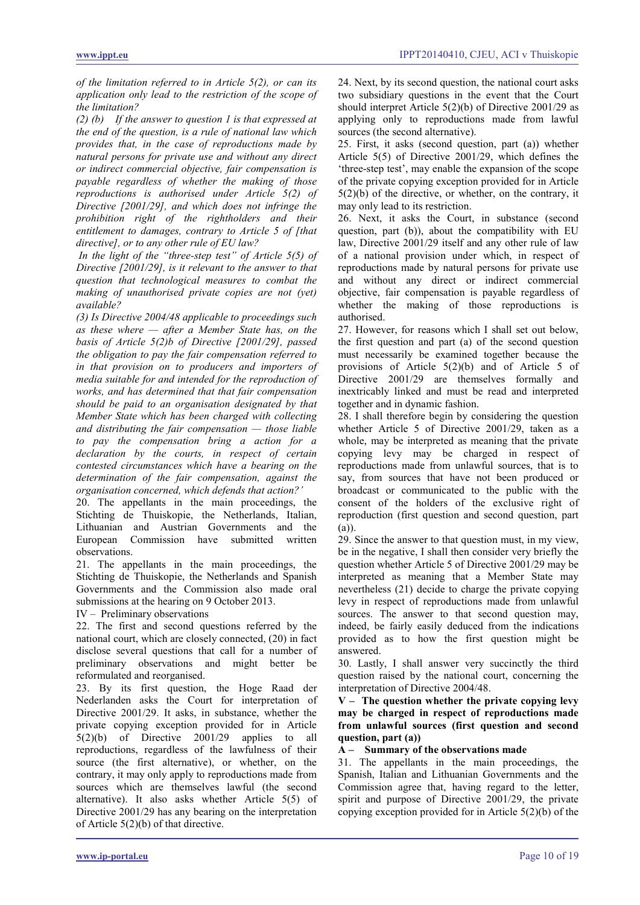*of the limitation referred to in Article 5(2), or can its application only lead to the restriction of the scope of the limitation?*

*(2) (b) If the answer to question 1 is that expressed at the end of the question, is a rule of national law which provides that, in the case of reproductions made by natural persons for private use and without any direct or indirect commercial objective, fair compensation is payable regardless of whether the making of those reproductions is authorised under Article 5(2) of Directive [2001/29], and which does not infringe the prohibition right of the rightholders and their entitlement to damages, contrary to Article 5 of [that directive], or to any other rule of EU law?*

*In the light of the "three-step test" of Article 5(5) of Directive [2001/29], is it relevant to the answer to that question that technological measures to combat the making of unauthorised private copies are not (yet) available?*

*(3) Is Directive 2004/48 applicable to proceedings such as these where — after a Member State has, on the basis of Article 5(2)b of Directive [2001/29], passed the obligation to pay the fair compensation referred to in that provision on to producers and importers of media suitable for and intended for the reproduction of works, and has determined that that fair compensation should be paid to an organisation designated by that Member State which has been charged with collecting and distributing the fair compensation — those liable to pay the compensation bring a action for a declaration by the courts, in respect of certain contested circumstances which have a bearing on the determination of the fair compensation, against the organisation concerned, which defends that action?'*

20. The appellants in the main proceedings, the Stichting de Thuiskopie, the Netherlands, Italian, Lithuanian and Austrian Governments and the European Commission have submitted written observations.

21. The appellants in the main proceedings, the Stichting de Thuiskopie, the Netherlands and Spanish Governments and the Commission also made oral submissions at the hearing on 9 October 2013.

IV – Preliminary observations

22. The first and second questions referred by the national court, which are closely connected, (20) in fact disclose several questions that call for a number of preliminary observations and might better be reformulated and reorganised.

23. By its first question, the Hoge Raad der Nederlanden asks the Court for interpretation of Directive 2001/29. It asks, in substance, whether the private copying exception provided for in Article 5(2)(b) of Directive 2001/29 applies to all reproductions, regardless of the lawfulness of their source (the first alternative), or whether, on the contrary, it may only apply to reproductions made from sources which are themselves lawful (the second alternative). It also asks whether Article 5(5) of Directive 2001/29 has any bearing on the interpretation of Article 5(2)(b) of that directive.

24. Next, by its second question, the national court asks two subsidiary questions in the event that the Court should interpret Article 5(2)(b) of Directive 2001/29 as applying only to reproductions made from lawful sources (the second alternative).

25. First, it asks (second question, part (a)) whether Article 5(5) of Directive 2001/29, which defines the 'three-step test', may enable the expansion of the scope of the private copying exception provided for in Article 5(2)(b) of the directive, or whether, on the contrary, it may only lead to its restriction.

26. Next, it asks the Court, in substance (second question, part (b)), about the compatibility with EU law, Directive 2001/29 itself and any other rule of law of a national provision under which, in respect of reproductions made by natural persons for private use and without any direct or indirect commercial objective, fair compensation is payable regardless of whether the making of those reproductions is authorised.

27. However, for reasons which I shall set out below, the first question and part (a) of the second question must necessarily be examined together because the provisions of Article 5(2)(b) and of Article 5 of Directive 2001/29 are themselves formally and inextricably linked and must be read and interpreted together and in dynamic fashion.

28. I shall therefore begin by considering the question whether Article 5 of Directive 2001/29, taken as a whole, may be interpreted as meaning that the private copying levy may be charged in respect of reproductions made from unlawful sources, that is to say, from sources that have not been produced or broadcast or communicated to the public with the consent of the holders of the exclusive right of reproduction (first question and second question, part (a)).

29. Since the answer to that question must, in my view, be in the negative, I shall then consider very briefly the question whether Article 5 of Directive 2001/29 may be interpreted as meaning that a Member State may nevertheless (21) decide to charge the private copying levy in respect of reproductions made from unlawful sources. The answer to that second question may, indeed, be fairly easily deduced from the indications provided as to how the first question might be answered.

30. Lastly, I shall answer very succinctly the third question raised by the national court, concerning the interpretation of Directive 2004/48.

**V – The question whether the private copying levy may be charged in respect of reproductions made from unlawful sources (first question and second question, part (a))**

**A – Summary of the observations made**

31. The appellants in the main proceedings, the Spanish, Italian and Lithuanian Governments and the Commission agree that, having regard to the letter, spirit and purpose of Directive 2001/29, the private copying exception provided for in Article 5(2)(b) of the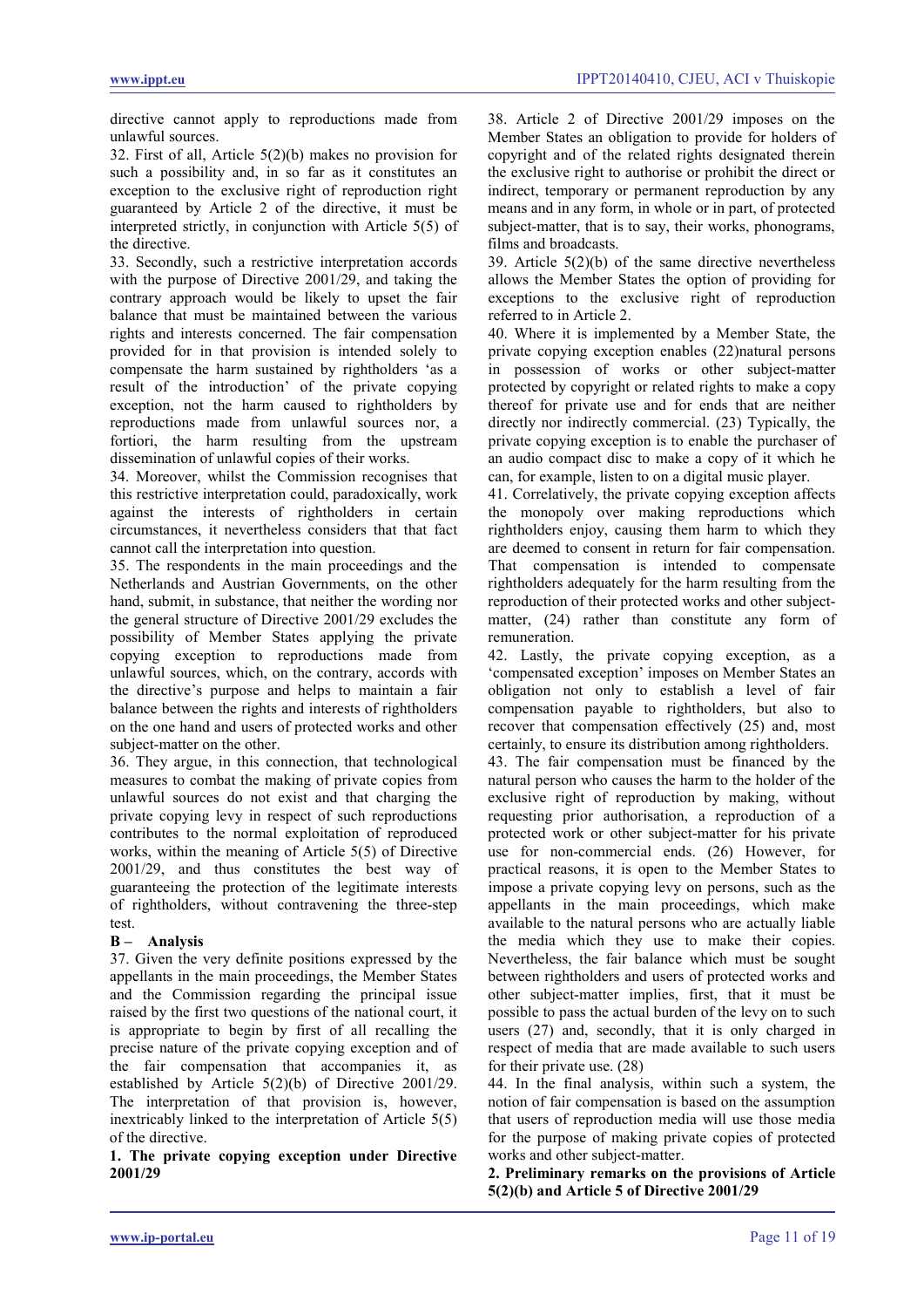directive cannot apply to reproductions made from unlawful sources.

32. First of all, Article 5(2)(b) makes no provision for such a possibility and, in so far as it constitutes an exception to the exclusive right of reproduction right guaranteed by Article 2 of the directive, it must be interpreted strictly, in conjunction with Article 5(5) of the directive.

33. Secondly, such a restrictive interpretation accords with the purpose of Directive 2001/29, and taking the contrary approach would be likely to upset the fair balance that must be maintained between the various rights and interests concerned. The fair compensation provided for in that provision is intended solely to compensate the harm sustained by rightholders 'as a result of the introduction' of the private copying exception, not the harm caused to rightholders by reproductions made from unlawful sources nor, a fortiori, the harm resulting from the upstream dissemination of unlawful copies of their works.

34. Moreover, whilst the Commission recognises that this restrictive interpretation could, paradoxically, work against the interests of rightholders in certain circumstances, it nevertheless considers that that fact cannot call the interpretation into question.

35. The respondents in the main proceedings and the Netherlands and Austrian Governments, on the other hand, submit, in substance, that neither the wording nor the general structure of Directive 2001/29 excludes the possibility of Member States applying the private copying exception to reproductions made from unlawful sources, which, on the contrary, accords with the directive's purpose and helps to maintain a fair balance between the rights and interests of rightholders on the one hand and users of protected works and other subject-matter on the other.

36. They argue, in this connection, that technological measures to combat the making of private copies from unlawful sources do not exist and that charging the private copying levy in respect of such reproductions contributes to the normal exploitation of reproduced works, within the meaning of Article 5(5) of Directive 2001/29, and thus constitutes the best way of guaranteeing the protection of the legitimate interests of rightholders, without contravening the three-step test.

## B – Analysis

37. Given the very definite positions expressed by the appellants in the main proceedings, the Member States and the Commission regarding the principal issue raised by the first two questions of the national court, it is appropriate to begin by first of all recalling the precise nature of the private copying exception and of the fair compensation that accompanies it, as established by Article 5(2)(b) of Directive 2001/29. The interpretation of that provision is, however, inextricably linked to the interpretation of Article 5(5) of the directive.

### 1. The private copying exception under Directive 2001/29

38. Article 2 of Directive 2001/29 imposes on the Member States an obligation to provide for holders of copyright and of the related rights designated therein the exclusive right to authorise or prohibit the direct or indirect, temporary or permanent reproduction by any means and in any form, in whole or in part, of protected subject-matter, that is to say, their works, phonograms, films and broadcasts.

39. Article 5(2)(b) of the same directive nevertheless allows the Member States the option of providing for exceptions to the exclusive right of reproduction referred to in Article 2.

40. Where it is implemented by a Member State, the private copying exception enables (22)natural persons in possession of works or other subject-matter protected by copyright or related rights to make a copy thereof for private use and for ends that are neither directly nor indirectly commercial. (23) Typically, the private copying exception is to enable the purchaser of an audio compact disc to make a copy of it which he can, for example, listen to on a digital music player.

41. Correlatively, the private copying exception affects the monopoly over making reproductions which rightholders enjoy, causing them harm to which they are deemed to consent in return for fair compensation. That compensation is intended to compensate rightholders adequately for the harm resulting from the reproduction of their protected works and other subject-matter, (24) rather than constitute any form of remuneration.

42. Lastly, the private copying exception, as a 'compensated exception' imposes on Member States an obligation not only to establish a level of fair compensation payable to rightholders, but also to recover that compensation effectively (25) and, most certainly, to ensure its distribution among rightholders.

43. The fair compensation must be financed by the natural person who causes the harm to the holder of the exclusive right of reproduction by making, without requesting prior authorisation, a reproduction of a protected work or other subject-matter for his private use for non-commercial ends. (26) However, for practical reasons, it is open to the Member States to impose a private copying levy on persons, such as the appellants in the main proceedings, which make available to the natural persons who are actually liable the media which they use to make their copies. Nevertheless, the fair balance which must be sought between rightholders and users of protected works and other subject-matter implies, first, that it must be possible to pass the actual burden of the levy on to such users (27) and, secondly, that it is only charged in respect of media that are made available to such users for their private use. (28)

44. In the final analysis, within such a system, the notion of fair compensation is based on the assumption that users of reproduction media will use those media for the purpose of making private copies of protected works and other subject-matter.

### 2. Preliminary remarks on the provisions of Article 5(2)(b) and Article 5 of Directive 2001/29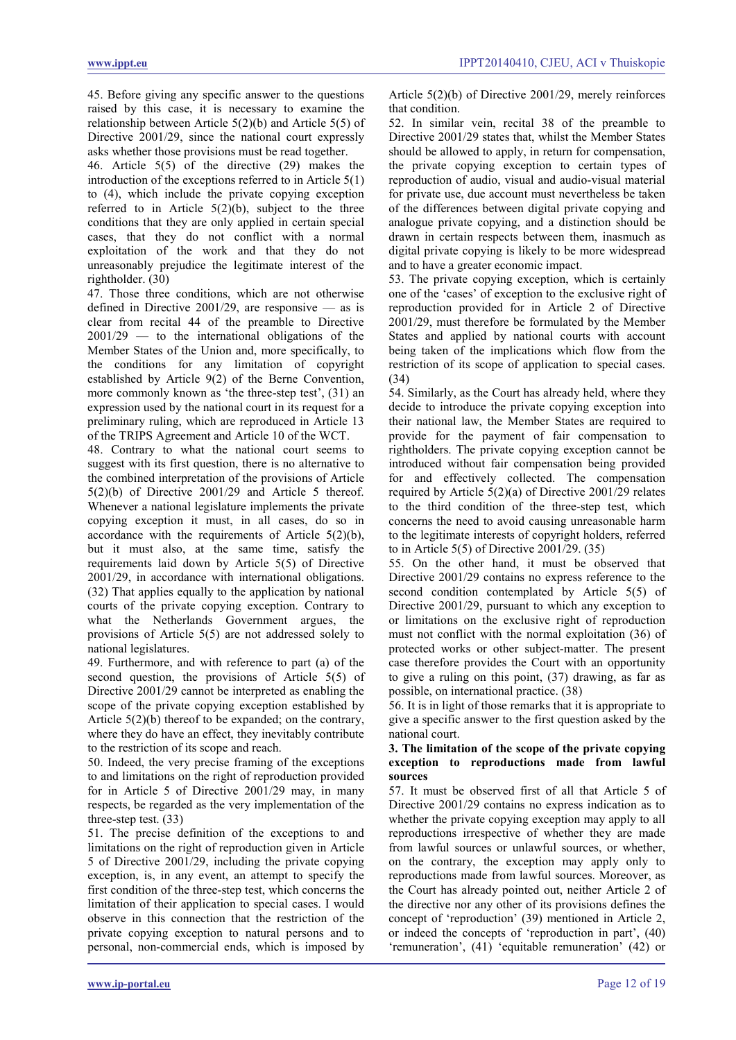45. Before giving any specific answer to the questions raised by this case, it is necessary to examine the relationship between Article 5(2)(b) and Article 5(5) of Directive 2001/29, since the national court expressly asks whether those provisions must be read together.

46. Article 5(5) of the directive (29) makes the introduction of the exceptions referred to in Article 5(1) to (4), which include the private copying exception referred to in Article 5(2)(b), subject to the three conditions that they are only applied in certain special cases, that they do not conflict with a normal exploitation of the work and that they do not unreasonably prejudice the legitimate interest of the rightholder. (30)

47. Those three conditions, which are not otherwise defined in Directive 2001/29, are responsive — as is clear from recital 44 of the preamble to Directive 2001/29 — to the international obligations of the Member States of the Union and, more specifically, to the conditions for any limitation of copyright established by Article 9(2) of the Berne Convention, more commonly known as 'the three-step test', (31) an expression used by the national court in its request for a preliminary ruling, which are reproduced in Article 13 of the TRIPS Agreement and Article 10 of the WCT.

48. Contrary to what the national court seems to suggest with its first question, there is no alternative to the combined interpretation of the provisions of Article 5(2)(b) of Directive 2001/29 and Article 5 thereof. Whenever a national legislature implements the private copying exception it must, in all cases, do so in accordance with the requirements of Article 5(2)(b), but it must also, at the same time, satisfy the requirements laid down by Article 5(5) of Directive 2001/29, in accordance with international obligations. (32) That applies equally to the application by national courts of the private copying exception. Contrary to what the Netherlands Government argues, the provisions of Article 5(5) are not addressed solely to national legislatures.

49. Furthermore, and with reference to part (a) of the second question, the provisions of Article 5(5) of Directive 2001/29 cannot be interpreted as enabling the scope of the private copying exception established by Article 5(2)(b) thereof to be expanded; on the contrary, where they do have an effect, they inevitably contribute to the restriction of its scope and reach.

50. Indeed, the very precise framing of the exceptions to and limitations on the right of reproduction provided for in Article 5 of Directive 2001/29 may, in many respects, be regarded as the very implementation of the three-step test. (33)

51. The precise definition of the exceptions to and limitations on the right of reproduction given in Article 5 of Directive 2001/29, including the private copying exception, is, in any event, an attempt to specify the first condition of the three-step test, which concerns the limitation of their application to special cases. I would observe in this connection that the restriction of the private copying exception to natural persons and to personal, non-commercial ends, which is imposed by Article 5(2)(b) of Directive 2001/29, merely reinforces that condition.

52. In similar vein, recital 38 of the preamble to Directive 2001/29 states that, whilst the Member States should be allowed to apply, in return for compensation, the private copying exception to certain types of reproduction of audio, visual and audio-visual material for private use, due account must nevertheless be taken of the differences between digital private copying and analogue private copying, and a distinction should be drawn in certain respects between them, inasmuch as digital private copying is likely to be more widespread and to have a greater economic impact.

53. The private copying exception, which is certainly one of the 'cases' of exception to the exclusive right of reproduction provided for in Article 2 of Directive 2001/29, must therefore be formulated by the Member States and applied by national courts with account being taken of the implications which flow from the restriction of its scope of application to special cases. (34)

54. Similarly, as the Court has already held, where they decide to introduce the private copying exception into their national law, the Member States are required to provide for the payment of fair compensation to rightholders. The private copying exception cannot be introduced without fair compensation being provided for and effectively collected. The compensation required by Article 5(2)(a) of Directive 2001/29 relates to the third condition of the three-step test, which concerns the need to avoid causing unreasonable harm to the legitimate interests of copyright holders, referred to in Article 5(5) of Directive 2001/29. (35)

55. On the other hand, it must be observed that Directive 2001/29 contains no express reference to the second condition contemplated by Article 5(5) of Directive 2001/29, pursuant to which any exception to or limitations on the exclusive right of reproduction must not conflict with the normal exploitation (36) of protected works or other subject-matter. The present case therefore provides the Court with an opportunity to give a ruling on this point, (37) drawing, as far as possible, on international practice. (38)

56. It is in light of those remarks that it is appropriate to give a specific answer to the first question asked by the national court.

**3. The limitation of the scope of the private copying exception to reproductions made from lawful sources**

57. It must be observed first of all that Article 5 of Directive 2001/29 contains no express indication as to whether the private copying exception may apply to all reproductions irrespective of whether they are made from lawful sources or unlawful sources, or whether, on the contrary, the exception may apply only to reproductions made from lawful sources. Moreover, as the Court has already pointed out, neither Article 2 of the directive nor any other of its provisions defines the concept of 'reproduction' (39) mentioned in Article 2, or indeed the concepts of 'reproduction in part', (40) 'remuneration', (41) 'equitable remuneration' (42) or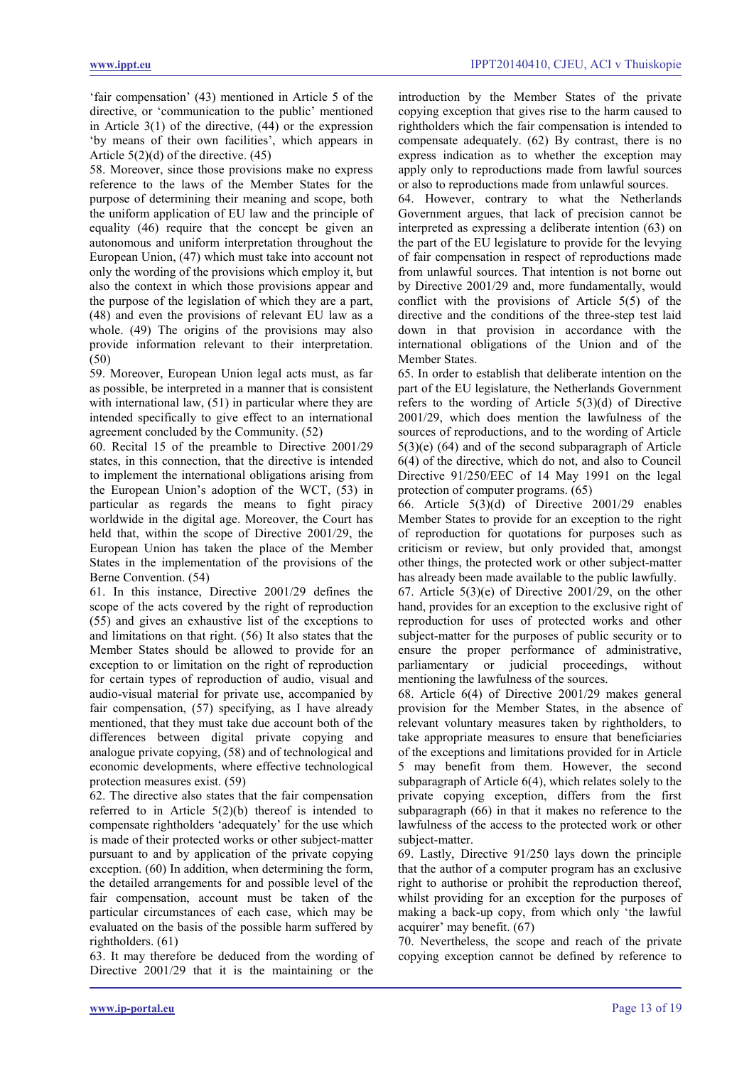'fair compensation' (43) mentioned in Article 5 of the directive, or 'communication to the public' mentioned in Article 3(1) of the directive, (44) or the expression 'by means of their own facilities', which appears in Article 5(2)(d) of the directive. (45)

58. Moreover, since those provisions make no express reference to the laws of the Member States for the purpose of determining their meaning and scope, both the uniform application of EU law and the principle of equality (46) require that the concept be given an autonomous and uniform interpretation throughout the European Union, (47) which must take into account not only the wording of the provisions which employ it, but also the context in which those provisions appear and the purpose of the legislation of which they are a part, (48) and even the provisions of relevant EU law as a whole. (49) The origins of the provisions may also provide information relevant to their interpretation. (50)

59. Moreover, European Union legal acts must, as far as possible, be interpreted in a manner that is consistent with international law, (51) in particular where they are intended specifically to give effect to an international agreement concluded by the Community. (52)

60. Recital 15 of the preamble to Directive 2001/29 states, in this connection, that the directive is intended to implement the international obligations arising from the European Union's adoption of the WCT, (53) in particular as regards the means to fight piracy worldwide in the digital age. Moreover, the Court has held that, within the scope of Directive 2001/29, the European Union has taken the place of the Member States in the implementation of the provisions of the Berne Convention. (54)

61. In this instance, Directive 2001/29 defines the scope of the acts covered by the right of reproduction (55) and gives an exhaustive list of the exceptions to and limitations on that right. (56) It also states that the Member States should be allowed to provide for an exception to or limitation on the right of reproduction for certain types of reproduction of audio, visual and audio-visual material for private use, accompanied by fair compensation, (57) specifying, as I have already mentioned, that they must take due account both of the differences between digital private copying and analogue private copying, (58) and of technological and economic developments, where effective technological protection measures exist. (59)

62. The directive also states that the fair compensation referred to in Article 5(2)(b) thereof is intended to compensate rightholders 'adequately' for the use which is made of their protected works or other subject-matter pursuant to and by application of the private copying exception. (60) In addition, when determining the form, the detailed arrangements for and possible level of the fair compensation, account must be taken of the particular circumstances of each case, which may be evaluated on the basis of the possible harm suffered by rightholders. (61)

63. It may therefore be deduced from the wording of Directive 2001/29 that it is the maintaining or the introduction by the Member States of the private copying exception that gives rise to the harm caused to rightholders which the fair compensation is intended to compensate adequately. (62) By contrast, there is no express indication as to whether the exception may apply only to reproductions made from lawful sources or also to reproductions made from unlawful sources.

64. However, contrary to what the Netherlands Government argues, that lack of precision cannot be interpreted as expressing a deliberate intention (63) on the part of the EU legislature to provide for the levying of fair compensation in respect of reproductions made from unlawful sources. That intention is not borne out by Directive 2001/29 and, more fundamentally, would conflict with the provisions of Article 5(5) of the directive and the conditions of the three-step test laid down in that provision in accordance with the international obligations of the Union and of the Member States.

65. In order to establish that deliberate intention on the part of the EU legislature, the Netherlands Government refers to the wording of Article 5(3)(d) of Directive 2001/29, which does mention the lawfulness of the sources of reproductions, and to the wording of Article 5(3)(e) (64) and of the second subparagraph of Article 6(4) of the directive, which do not, and also to Council Directive 91/250/EEC of 14 May 1991 on the legal protection of computer programs. (65)

66. Article 5(3)(d) of Directive 2001/29 enables Member States to provide for an exception to the right of reproduction for quotations for purposes such as criticism or review, but only provided that, amongst other things, the protected work or other subject-matter has already been made available to the public lawfully.

67. Article 5(3)(e) of Directive 2001/29, on the other hand, provides for an exception to the exclusive right of reproduction for uses of protected works and other subject-matter for the purposes of public security or to ensure the proper performance of administrative, parliamentary or judicial proceedings, without mentioning the lawfulness of the sources.

68. Article 6(4) of Directive 2001/29 makes general provision for the Member States, in the absence of relevant voluntary measures taken by rightholders, to take appropriate measures to ensure that beneficiaries of the exceptions and limitations provided for in Article 5 may benefit from them. However, the second subparagraph of Article 6(4), which relates solely to the private copying exception, differs from the first subparagraph (66) in that it makes no reference to the lawfulness of the access to the protected work or other subject-matter.

69. Lastly, Directive 91/250 lays down the principle that the author of a computer program has an exclusive right to authorise or prohibit the reproduction thereof, whilst providing for an exception for the purposes of making a back-up copy, from which only 'the lawful acquirer' may benefit. (67)

70. Nevertheless, the scope and reach of the private copying exception cannot be defined by reference to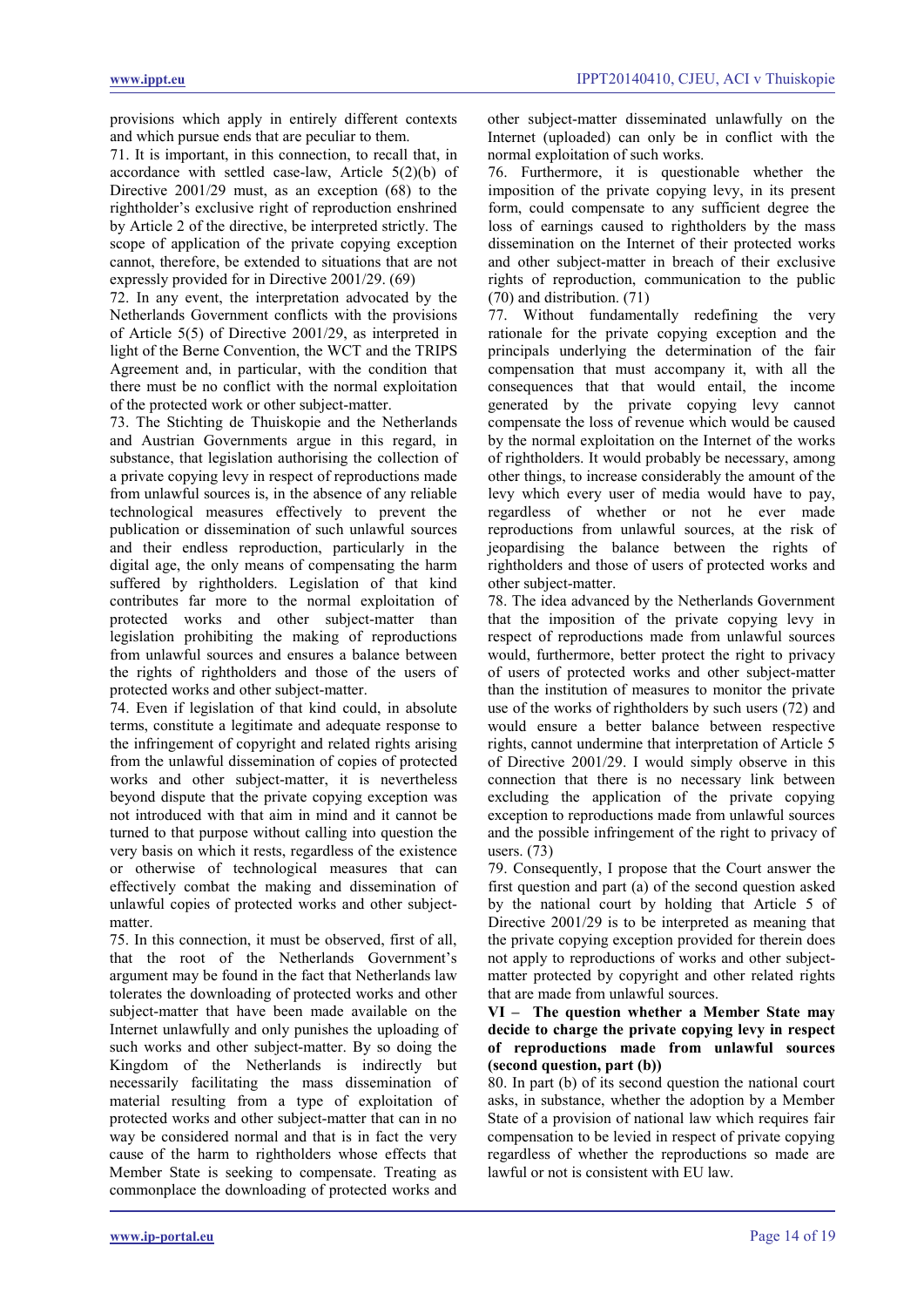provisions which apply in entirely different contexts and which pursue ends that are peculiar to them.

71. It is important, in this connection, to recall that, in accordance with settled case-law, Article 5(2)(b) of Directive 2001/29 must, as an exception (68) to the rightholder's exclusive right of reproduction enshrined by Article 2 of the directive, be interpreted strictly. The scope of application of the private copying exception cannot, therefore, be extended to situations that are not expressly provided for in Directive 2001/29. (69)

72. In any event, the interpretation advocated by the Netherlands Government conflicts with the provisions of Article 5(5) of Directive 2001/29, as interpreted in light of the Berne Convention, the WCT and the TRIPS Agreement and, in particular, with the condition that there must be no conflict with the normal exploitation of the protected work or other subject-matter.

73. The Stichting de Thuiskopie and the Netherlands and Austrian Governments argue in this regard, in substance, that legislation authorising the collection of a private copying levy in respect of reproductions made from unlawful sources is, in the absence of any reliable technological measures effectively to prevent the publication or dissemination of such unlawful sources and their endless reproduction, particularly in the digital age, the only means of compensating the harm suffered by rightholders. Legislation of that kind contributes far more to the normal exploitation of protected works and other subject-matter than legislation prohibiting the making of reproductions from unlawful sources and ensures a balance between the rights of rightholders and those of the users of protected works and other subject-matter.

74. Even if legislation of that kind could, in absolute terms, constitute a legitimate and adequate response to the infringement of copyright and related rights arising from the unlawful dissemination of copies of protected works and other subject-matter, it is nevertheless beyond dispute that the private copying exception was not introduced with that aim in mind and it cannot be turned to that purpose without calling into question the very basis on which it rests, regardless of the existence or otherwise of technological measures that can effectively combat the making and dissemination of unlawful copies of protected works and other subject-matter.

75. In this connection, it must be observed, first of all, that the root of the Netherlands Government's argument may be found in the fact that Netherlands law tolerates the downloading of protected works and other subject-matter that have been made available on the Internet unlawfully and only punishes the uploading of such works and other subject-matter. By so doing the Kingdom of the Netherlands is indirectly but necessarily facilitating the mass dissemination of material resulting from a type of exploitation of protected works and other subject-matter that can in no way be considered normal and that is in fact the very cause of the harm to rightholders whose effects that Member State is seeking to compensate. Treating as commonplace the downloading of protected works and other subject-matter disseminated unlawfully on the Internet (uploaded) can only be in conflict with the normal exploitation of such works.

76. Furthermore, it is questionable whether the imposition of the private copying levy, in its present form, could compensate to any sufficient degree the loss of earnings caused to rightholders by the mass dissemination on the Internet of their protected works and other subject-matter in breach of their exclusive rights of reproduction, communication to the public (70) and distribution. (71)

77. Without fundamentally redefining the very rationale for the private copying exception and the principals underlying the determination of the fair compensation that must accompany it, with all the consequences that that would entail, the income generated by the private copying levy cannot compensate the loss of revenue which would be caused by the normal exploitation on the Internet of the works of rightholders. It would probably be necessary, among other things, to increase considerably the amount of the levy which every user of media would have to pay, regardless of whether or not he ever made reproductions from unlawful sources, at the risk of jeopardising the balance between the rights of rightholders and those of users of protected works and other subject-matter.

78. The idea advanced by the Netherlands Government that the imposition of the private copying levy in respect of reproductions made from unlawful sources would, furthermore, better protect the right to privacy of users of protected works and other subject-matter than the institution of measures to monitor the private use of the works of rightholders by such users (72) and would ensure a better balance between respective rights, cannot undermine that interpretation of Article 5 of Directive 2001/29. I would simply observe in this connection that there is no necessary link between excluding the application of the private copying exception to reproductions made from unlawful sources and the possible infringement of the right to privacy of users. (73)

79. Consequently, I propose that the Court answer the first question and part (a) of the second question asked by the national court by holding that Article 5 of Directive 2001/29 is to be interpreted as meaning that the private copying exception provided for therein does not apply to reproductions of works and other subject-matter protected by copyright and other related rights that are made from unlawful sources.

**VI – The question whether a Member State may decide to charge the private copying levy in respect of reproductions made from unlawful sources (second question, part (b))**

80. In part (b) of its second question the national court asks, in substance, whether the adoption by a Member State of a provision of national law which requires fair compensation to be levied in respect of private copying regardless of whether the reproductions so made are lawful or not is consistent with EU law.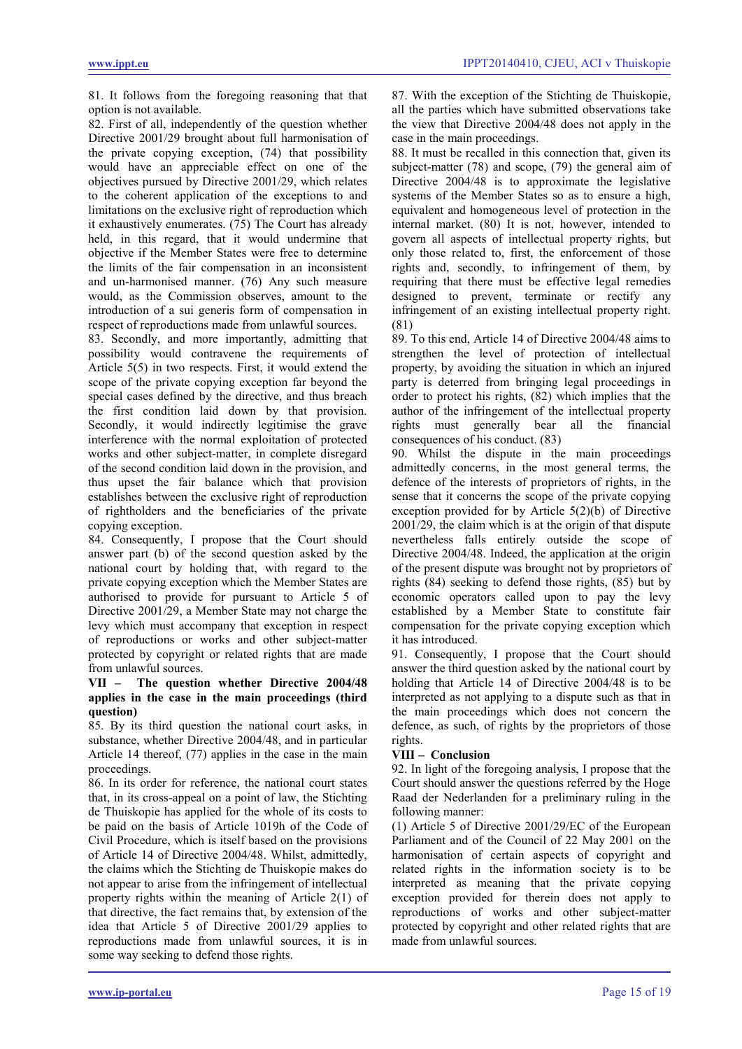81. It follows from the foregoing reasoning that that option is not available.

82. First of all, independently of the question whether Directive 2001/29 brought about full harmonisation of the private copying exception, (74) that possibility would have an appreciable effect on one of the objectives pursued by Directive 2001/29, which relates to the coherent application of the exceptions to and limitations on the exclusive right of reproduction which it exhaustively enumerates. (75) The Court has already held, in this regard, that it would undermine that objective if the Member States were free to determine the limits of the fair compensation in an inconsistent and un-harmonised manner. (76) Any such measure would, as the Commission observes, amount to the introduction of a sui generis form of compensation in respect of reproductions made from unlawful sources.

83. Secondly, and more importantly, admitting that possibility would contravene the requirements of Article 5(5) in two respects. First, it would extend the scope of the private copying exception far beyond the special cases defined by the directive, and thus breach the first condition laid down by that provision. Secondly, it would indirectly legitimise the grave interference with the normal exploitation of protected works and other subject-matter, in complete disregard of the second condition laid down in the provision, and thus upset the fair balance which that provision establishes between the exclusive right of reproduction of rightholders and the beneficiaries of the private copying exception.

84. Consequently, I propose that the Court should answer part (b) of the second question asked by the national court by holding that, with regard to the private copying exception which the Member States are authorised to provide for pursuant to Article 5 of Directive 2001/29, a Member State may not charge the levy which must accompany that exception in respect of reproductions or works and other subject-matter protected by copyright or related rights that are made from unlawful sources.

**VII – The question whether Directive 2004/48 applies in the case in the main proceedings (third question)**

85. By its third question the national court asks, in substance, whether Directive 2004/48, and in particular Article 14 thereof, (77) applies in the case in the main proceedings.

86. In its order for reference, the national court states that, in its cross-appeal on a point of law, the Stichting de Thuiskopie has applied for the whole of its costs to be paid on the basis of Article 1019h of the Code of Civil Procedure, which is itself based on the provisions of Article 14 of Directive 2004/48. Whilst, admittedly, the claims which the Stichting de Thuiskopie makes do not appear to arise from the infringement of intellectual property rights within the meaning of Article 2(1) of that directive, the fact remains that, by extension of the idea that Article 5 of Directive 2001/29 applies to reproductions made from unlawful sources, it is in some way seeking to defend those rights.

87. With the exception of the Stichting de Thuiskopie, all the parties which have submitted observations take the view that Directive 2004/48 does not apply in the case in the main proceedings.

88. It must be recalled in this connection that, given its subject-matter (78) and scope, (79) the general aim of Directive 2004/48 is to approximate the legislative systems of the Member States so as to ensure a high, equivalent and homogeneous level of protection in the internal market. (80) It is not, however, intended to govern all aspects of intellectual property rights, but only those related to, first, the enforcement of those rights and, secondly, to infringement of them, by requiring that there must be effective legal remedies designed to prevent, terminate or rectify any infringement of an existing intellectual property right. (81)

89. To this end, Article 14 of Directive 2004/48 aims to strengthen the level of protection of intellectual property, by avoiding the situation in which an injured party is deterred from bringing legal proceedings in order to protect his rights, (82) which implies that the author of the infringement of the intellectual property rights must generally bear all the financial consequences of his conduct. (83)

90. Whilst the dispute in the main proceedings admittedly concerns, in the most general terms, the defence of the interests of proprietors of rights, in the sense that it concerns the scope of the private copying exception provided for by Article 5(2)(b) of Directive 2001/29, the claim which is at the origin of that dispute nevertheless falls entirely outside the scope of Directive 2004/48. Indeed, the application at the origin of the present dispute was brought not by proprietors of rights (84) seeking to defend those rights, (85) but by economic operators called upon to pay the levy established by a Member State to constitute fair compensation for the private copying exception which it has introduced.

91. Consequently, I propose that the Court should answer the third question asked by the national court by holding that Article 14 of Directive 2004/48 is to be interpreted as not applying to a dispute such as that in the main proceedings which does not concern the defence, as such, of rights by the proprietors of those rights.

**VIII – Conclusion**

92. In light of the foregoing analysis, I propose that the Court should answer the questions referred by the Hoge Raad der Nederlanden for a preliminary ruling in the following manner:

(1) Article 5 of Directive 2001/29/EC of the European Parliament and of the Council of 22 May 2001 on the harmonisation of certain aspects of copyright and related rights in the information society is to be interpreted as meaning that the private copying exception provided for therein does not apply to reproductions of works and other subject-matter protected by copyright and other related rights that are made from unlawful sources.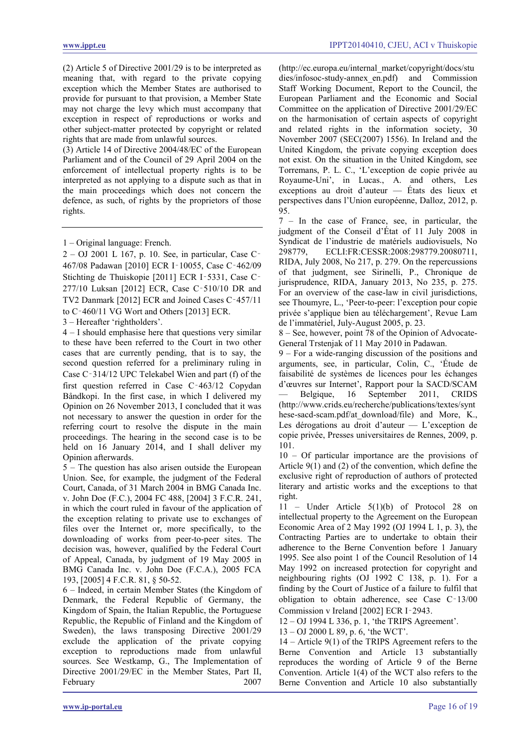(2) Article 5 of Directive 2001/29 is to be interpreted as meaning that, with regard to the private copying exception which the Member States are authorised to provide for pursuant to that provision, a Member State may not charge the levy which must accompany that exception in respect of reproductions or works and other subject-matter protected by copyright or related rights that are made from unlawful sources.

(3) Article 14 of Directive 2004/48/EC of the European Parliament and of the Council of 29 April 2004 on the enforcement of intellectual property rights is to be interpreted as not applying to a dispute such as that in the main proceedings which does not concern the defence, as such, of rights by the proprietors of those rights.

---

1 – Original language: French.

2 – OJ 2001 L 167, p. 10. See, in particular, Case C‑467/08 Padawan [2010] ECR I‑10055, Case C‑462/09 Stichting de Thuiskopie [2011] ECR I‑5331, Case C‑277/10 Luksan [2012] ECR, Case C‑510/10 DR and TV2 Danmark [2012] ECR and Joined Cases C‑457/11 to C‑460/11 VG Wort and Others [2013] ECR.

3 – Hereafter 'rightholders'.

4 – I should emphasise here that questions very similar to these have been referred to the Court in two other cases that are currently pending, that is to say, the second question referred for a preliminary ruling in Case C‑314/12 UPC Telekabel Wien and part (f) of the first question referred in Case C‑463/12 Copydan Båndkopi. In the first case, in which I delivered my Opinion on 26 November 2013, I concluded that it was not necessary to answer the question in order for the referring court to resolve the dispute in the main proceedings. The hearing in the second case is to be held on 16 January 2014, and I shall deliver my Opinion afterwards.

5 – The question has also arisen outside the European Union. See, for example, the judgment of the Federal Court, Canada, of 31 March 2004 in BMG Canada Inc. v. John Doe (F.C.), 2004 FC 488, [2004] 3 F.C.R. 241, in which the court ruled in favour of the application of the exception relating to private use to exchanges of files over the Internet or, more specifically, to the downloading of works from peer-to-peer sites. The decision was, however, qualified by the Federal Court of Appeal, Canada, by judgment of 19 May 2005 in BMG Canada Inc. v. John Doe (F.C.A.), 2005 FCA 193, [2005] 4 F.C.R. 81, § 50-52.

6 – Indeed, in certain Member States (the Kingdom of Denmark, the Federal Republic of Germany, the Kingdom of Spain, the Italian Republic, the Portuguese Republic, the Republic of Finland and the Kingdom of Sweden), the laws transposing Directive 2001/29 exclude the application of the private copying exception to reproductions made from unlawful sources. See Westkamp, G., The Implementation of Directive 2001/29/EC in the Member States, Part II, February 2007 (http://ec.europa.eu/internal_market/copyright/docs/studies/infosoc-study-annex_en.pdf) and Commission Staff Working Document, Report to the Council, the European Parliament and the Economic and Social Committee on the application of Directive 2001/29/EC on the harmonisation of certain aspects of copyright and related rights in the information society, 30 November 2007 (SEC(2007) 1556). In Ireland and the United Kingdom, the private copying exception does not exist. On the situation in the United Kingdom, see Torremans, P. L. C., 'L'exception de copie privée au Royaume-Uni', in Lucas., A. and others, Les exceptions au droit d'auteur — États des lieux et perspectives dans l'Union européenne, Dalloz, 2012, p. 95.

7 – In the case of France, see, in particular, the judgment of the Conseil d'État of 11 July 2008 in Syndicat de l'industrie de matériels audiovisuels, No 298779, ECLI:FR:CESSR:2008:298779.20080711, RIDA, July 2008, No 217, p. 279. On the repercussions of that judgment, see Sirinelli, P., Chronique de jurisprudence, RIDA, January 2013, No 235, p. 275. For an overview of the case-law in civil jurisdictions, see Thoumyre, L., 'Peer-to-peer: l'exception pour copie privée s'applique bien au téléchargement', Revue Lamy de l'immatériel, July-August 2005, p. 23.

8 – See, however, point 78 of the Opinion of Advocate-General Trstenjak of 11 May 2010 in Padawan.

9 – For a wide-ranging discussion of the positions and arguments, see, in particular, Colin, C., 'Étude de faisabilité de systèmes de licences pour les échanges d'œuvres sur Internet', Rapport pour la SACD/SCAM — Belgique, 16 September 2011, CRIDS (http://www.crids.eu/recherche/publications/textes/synthese-sacd-scam.pdf/at_download/file) and More, K., Les dérogations au droit d'auteur — L'exception de copie privée, Presses universitaires de Rennes, 2009, p. 101.

10 – Of particular importance are the provisions of Article 9(1) and (2) of the convention, which define the exclusive right of reproduction of authors of protected literary and artistic works and the exceptions to that right.

11 – Under Article 5(1)(b) of Protocol 28 on intellectual property to the Agreement on the European Economic Area of 2 May 1992 (OJ 1994 L 1, p. 3), the Contracting Parties are to undertake to obtain their adherence to the Berne Convention before 1 January 1995. See also point 1 of the Council Resolution of 14 May 1992 on increased protection for copyright and neighbouring rights (OJ 1992 C 138, p. 1). For a finding by the Court of Justice of a failure to fulfil that obligation to obtain adherence, see Case C‑13/00 Commission v Ireland [2002] ECR I‑2943.

12 – OJ 1994 L 336, p. 1, 'the TRIPS Agreement'.

13 – OJ 2000 L 89, p. 6, 'the WCT'.

14 – Article 9(1) of the TRIPS Agreement refers to the Berne Convention and Article 13 substantially reproduces the wording of Article 9 of the Berne Convention. Article 1(4) of the WCT also refers to the Berne Convention and Article 10 also substantially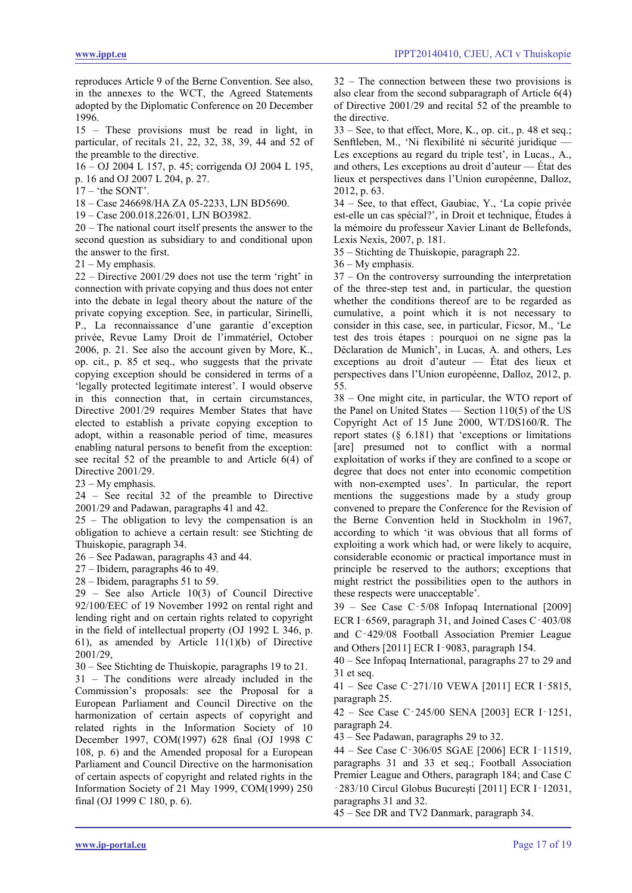reproduces Article 9 of the Berne Convention. See also, in the annexes to the WCT, the Agreed Statements adopted by the Diplomatic Conference on 20 December 1996.

15 – These provisions must be read in light, in particular, of recitals 21, 22, 32, 38, 39, 44 and 52 of the preamble to the directive.

16 – OJ 2004 L 157, p. 45; corrigenda OJ 2004 L 195, p. 16 and OJ 2007 L 204, p. 27.

17 – 'the SONT'.

18 – Case 246698/HA ZA 05-2233, LJN BD5690.

19 – Case 200.018.226/01, LJN BO3982.

20 – The national court itself presents the answer to the second question as subsidiary to and conditional upon the answer to the first.

21 – My emphasis.

22 – Directive 2001/29 does not use the term 'right' in connection with private copying and thus does not enter into the debate in legal theory about the nature of the private copying exception. See, in particular, Sirinelli, P., La reconnaissance d'une garantie d'exception privée, Revue Lamy Droit de l'immatériel, October 2006, p. 21. See also the account given by More, K., op. cit., p. 85 et seq., who suggests that the private copying exception should be considered in terms of a 'legally protected legitimate interest'. I would observe in this connection that, in certain circumstances, Directive 2001/29 requires Member States that have elected to establish a private copying exception to adopt, within a reasonable period of time, measures enabling natural persons to benefit from the exception: see recital 52 of the preamble to and Article 6(4) of Directive 2001/29.

23 – My emphasis.

24 – See recital 32 of the preamble to Directive 2001/29 and Padawan, paragraphs 41 and 42.

25 – The obligation to levy the compensation is an obligation to achieve a certain result: see Stichting de Thuiskopie, paragraph 34.

26 – See Padawan, paragraphs 43 and 44.

27 – Ibidem, paragraphs 46 to 49.

28 – Ibidem, paragraphs 51 to 59.

29 – See also Article 10(3) of Council Directive 92/100/EEC of 19 November 1992 on rental right and lending right and on certain rights related to copyright in the field of intellectual property (OJ 1992 L 346, p. 61), as amended by Article 11(1)(b) of Directive 2001/29,

30 – See Stichting de Thuiskopie, paragraphs 19 to 21.

31 – The conditions were already included in the Commission's proposals: see the Proposal for a European Parliament and Council Directive on the harmonization of certain aspects of copyright and related rights in the Information Society of 10 December 1997, COM(1997) 628 final (OJ 1998 C 108, p. 6) and the Amended proposal for a European Parliament and Council Directive on the harmonisation of certain aspects of copyright and related rights in the Information Society of 21 May 1999, COM(1999) 250 final (OJ 1999 C 180, p. 6).

32 – The connection between these two provisions is also clear from the second subparagraph of Article 6(4) of Directive 2001/29 and recital 52 of the preamble to the directive.

33 – See, to that effect, More, K., op. cit., p. 48 et seq.; Senftleben, M., 'Ni flexibilité ni sécurité juridique — Les exceptions au regard du triple test', in Lucas., A., and others, Les exceptions au droit d'auteur — État des lieux et perspectives dans l'Union européenne, Dalloz, 2012, p. 63.

34 – See, to that effect, Gaubiac, Y., 'La copie privée est-elle un cas spécial?', in Droit et technique, Études à la mémoire du professeur Xavier Linant de Bellefonds, Lexis Nexis, 2007, p. 181.

35 – Stichting de Thuiskopie, paragraph 22.

36 – My emphasis.

37 – On the controversy surrounding the interpretation of the three-step test and, in particular, the question whether the conditions thereof are to be regarded as cumulative, a point which it is not necessary to consider in this case, see, in particular, Ficsor, M., 'Le test des trois étapes : pourquoi on ne signe pas la Déclaration de Munich', in Lucas, A. and others, Les exceptions au droit d'auteur — État des lieux et perspectives dans l'Union européenne, Dalloz, 2012, p. 55.

38 – One might cite, in particular, the WTO report of the Panel on United States — Section 110(5) of the US Copyright Act of 15 June 2000, WT/DS160/R. The report states (§ 6.181) that 'exceptions or limitations [are] presumed not to conflict with a normal exploitation of works if they are confined to a scope or degree that does not enter into economic competition with non-exempted uses'. In particular, the report mentions the suggestions made by a study group convened to prepare the Conference for the Revision of the Berne Convention held in Stockholm in 1967, according to which 'it was obvious that all forms of exploiting a work which had, or were likely to acquire, considerable economic or practical importance must in principle be reserved to the authors; exceptions that might restrict the possibilities open to the authors in these respects were unacceptable'.

39 – See Case C‑5/08 Infopaq International [2009] ECR I‑6569, paragraph 31, and Joined Cases C‑403/08 and C‑429/08 Football Association Premier League and Others [2011] ECR I‑9083, paragraph 154.

40 – See Infopaq International, paragraphs 27 to 29 and 31 et seq.

41 – See Case C‑271/10 VEWA [2011] ECR I‑5815, paragraph 25.

42 – See Case C‑245/00 SENA [2003] ECR I‑1251, paragraph 24.

43 – See Padawan, paragraphs 29 to 32.

44 – See Case C‑306/05 SGAE [2006] ECR I‑11519, paragraphs 31 and 33 et seq.; Football Association Premier League and Others, paragraph 184; and Case C‑283/10 Circul Globus București [2011] ECR I‑12031, paragraphs 31 and 32.

45 – See DR and TV2 Danmark, paragraph 34.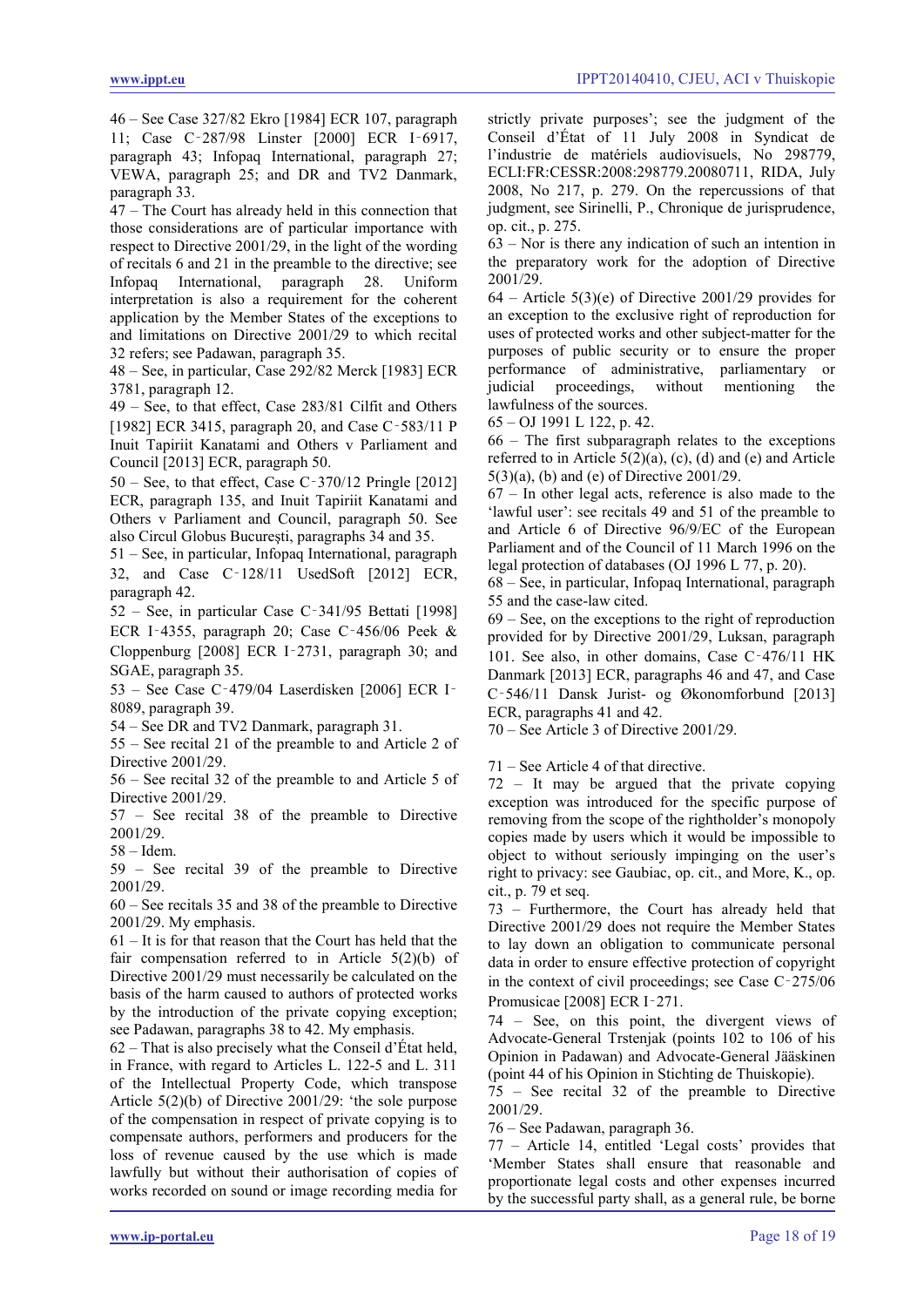46 – See Case 327/82 Ekro [1984] ECR 107, paragraph 11; Case C‑287/98 Linster [2000] ECR I‑6917, paragraph 43; Infopaq International, paragraph 27; VEWA, paragraph 25; and DR and TV2 Danmark, paragraph 33.

47 – The Court has already held in this connection that those considerations are of particular importance with respect to Directive 2001/29, in the light of the wording of recitals 6 and 21 in the preamble to the directive; see Infopaq International, paragraph 28. Uniform interpretation is also a requirement for the coherent application by the Member States of the exceptions to and limitations on Directive 2001/29 to which recital 32 refers; see Padawan, paragraph 35.

48 – See, in particular, Case 292/82 Merck [1983] ECR 3781, paragraph 12.

49 – See, to that effect, Case 283/81 Cilfit and Others [1982] ECR 3415, paragraph 20, and Case C‑583/11 P Inuit Tapiriit Kanatami and Others v Parliament and Council [2013] ECR, paragraph 50.

50 – See, to that effect, Case C‑370/12 Pringle [2012] ECR, paragraph 135, and Inuit Tapiriit Kanatami and Others v Parliament and Council, paragraph 50. See also Circul Globus Bucureşti, paragraphs 34 and 35.

51 – See, in particular, Infopaq International, paragraph 32, and Case C‑128/11 UsedSoft [2012] ECR, paragraph 42.

52 – See, in particular Case C‑341/95 Bettati [1998] ECR I‑4355, paragraph 20; Case C‑456/06 Peek & Cloppenburg [2008] ECR I‑2731, paragraph 30; and SGAE, paragraph 35.

53 – See Case C‑479/04 Laserdisken [2006] ECR I‑8089, paragraph 39.

54 – See DR and TV2 Danmark, paragraph 31.

55 – See recital 21 of the preamble to and Article 2 of Directive 2001/29.

56 – See recital 32 of the preamble to and Article 5 of Directive 2001/29.

57 – See recital 38 of the preamble to Directive 2001/29.

58 – Idem.

59 – See recital 39 of the preamble to Directive 2001/29.

60 – See recitals 35 and 38 of the preamble to Directive 2001/29. My emphasis.

61 – It is for that reason that the Court has held that the fair compensation referred to in Article 5(2)(b) of Directive 2001/29 must necessarily be calculated on the basis of the harm caused to authors of protected works by the introduction of the private copying exception; see Padawan, paragraphs 38 to 42. My emphasis.

62 – That is also precisely what the Conseil d'État held, in France, with regard to Articles L. 122-5 and L. 311 of the Intellectual Property Code, which transpose Article 5(2)(b) of Directive 2001/29: 'the sole purpose of the compensation in respect of private copying is to compensate authors, performers and producers for the loss of revenue caused by the use which is made lawfully but without their authorisation of copies of works recorded on sound or image recording media for strictly private purposes'; see the judgment of the Conseil d'État of 11 July 2008 in Syndicat de l'industrie de matériels audiovisuels, No 298779, ECLI:FR:CESSR:2008:298779.20080711, RIDA, July 2008, No 217, p. 279. On the repercussions of that judgment, see Sirinelli, P., Chronique de jurisprudence, op. cit., p. 275.

63 – Nor is there any indication of such an intention in the preparatory work for the adoption of Directive 2001/29.

64 – Article 5(3)(e) of Directive 2001/29 provides for an exception to the exclusive right of reproduction for uses of protected works and other subject-matter for the purposes of public security or to ensure the proper performance of administrative, parliamentary or judicial proceedings, without mentioning the lawfulness of the sources.

65 – OJ 1991 L 122, p. 42.

66 – The first subparagraph relates to the exceptions referred to in Article 5(2)(a), (c), (d) and (e) and Article 5(3)(a), (b) and (e) of Directive 2001/29.

67 – In other legal acts, reference is also made to the 'lawful user': see recitals 49 and 51 of the preamble to and Article 6 of Directive 96/9/EC of the European Parliament and of the Council of 11 March 1996 on the legal protection of databases (OJ 1996 L 77, p. 20).

68 – See, in particular, Infopaq International, paragraph 55 and the case-law cited.

69 – See, on the exceptions to the right of reproduction provided for by Directive 2001/29, Luksan, paragraph 101. See also, in other domains, Case C‑476/11 HK Danmark [2013] ECR, paragraphs 46 and 47, and Case C‑546/11 Dansk Jurist- og Økonomforbund [2013] ECR, paragraphs 41 and 42.

70 – See Article 3 of Directive 2001/29.

71 – See Article 4 of that directive.

72 – It may be argued that the private copying exception was introduced for the specific purpose of removing from the scope of the rightholder's monopoly copies made by users which it would be impossible to object to without seriously impinging on the user's right to privacy: see Gaubiac, op. cit., and More, K., op. cit., p. 79 et seq.

73 – Furthermore, the Court has already held that Directive 2001/29 does not require the Member States to lay down an obligation to communicate personal data in order to ensure effective protection of copyright in the context of civil proceedings; see Case C‑275/06 Promusicae [2008] ECR I‑271.

74 – See, on this point, the divergent views of Advocate-General Trstenjak (points 102 to 106 of his Opinion in Padawan) and Advocate-General Jääskinen (point 44 of his Opinion in Stichting de Thuiskopie).

75 – See recital 32 of the preamble to Directive 2001/29.

76 – See Padawan, paragraph 36.

77 – Article 14, entitled 'Legal costs' provides that 'Member States shall ensure that reasonable and proportionate legal costs and other expenses incurred by the successful party shall, as a general rule, be borne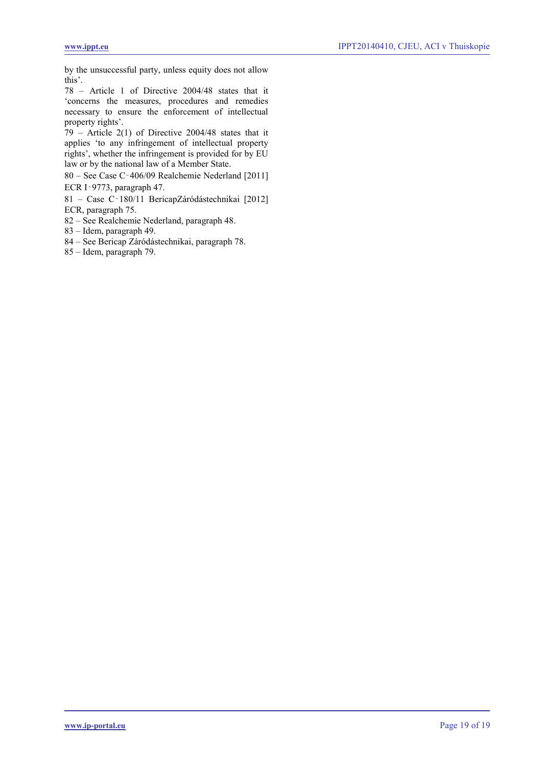by the unsuccessful party, unless equity does not allow this'.

78 – Article 1 of Directive 2004/48 states that it 'concerns the measures, procedures and remedies necessary to ensure the enforcement of intellectual property rights'.

79 – Article 2(1) of Directive 2004/48 states that it applies 'to any infringement of intellectual property rights', whether the infringement is provided for by EU law or by the national law of a Member State.

80 – See Case C‑406/09 Realchemie Nederland [2011] ECR I‑9773, paragraph 47.

81 – Case C‑180/11 BericapZáródástechnikai [2012] ECR, paragraph 75.

82 – See Realchemie Nederland, paragraph 48.

83 – Idem, paragraph 49.

84 – See Bericap Záródástechnikai, paragraph 78.

85 – Idem, paragraph 79.